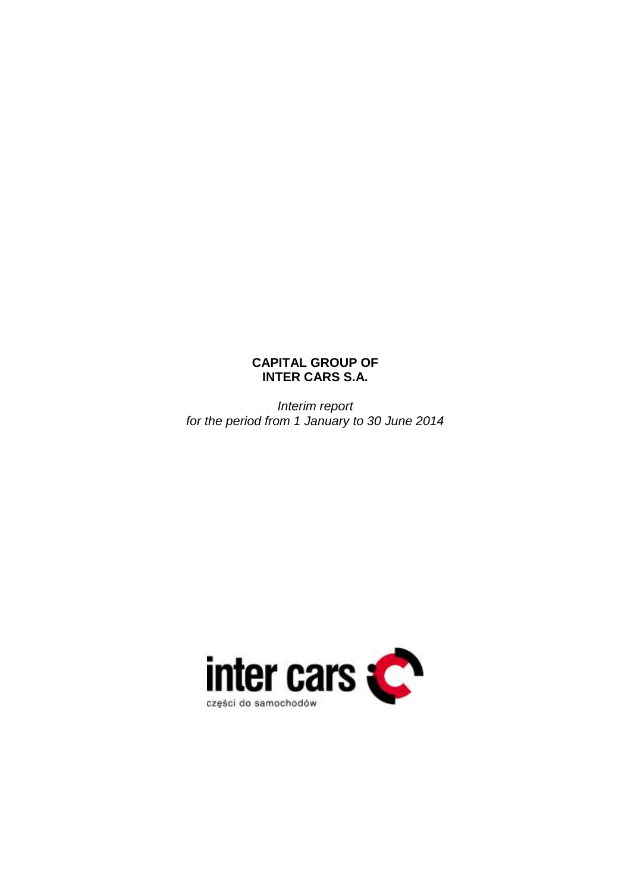**CAPITAL GROUP OF**
**INTER CARS S.A.**

*Interim report*
*for the period from 1 January to 30 June 2014*

inter cars
części do samochodów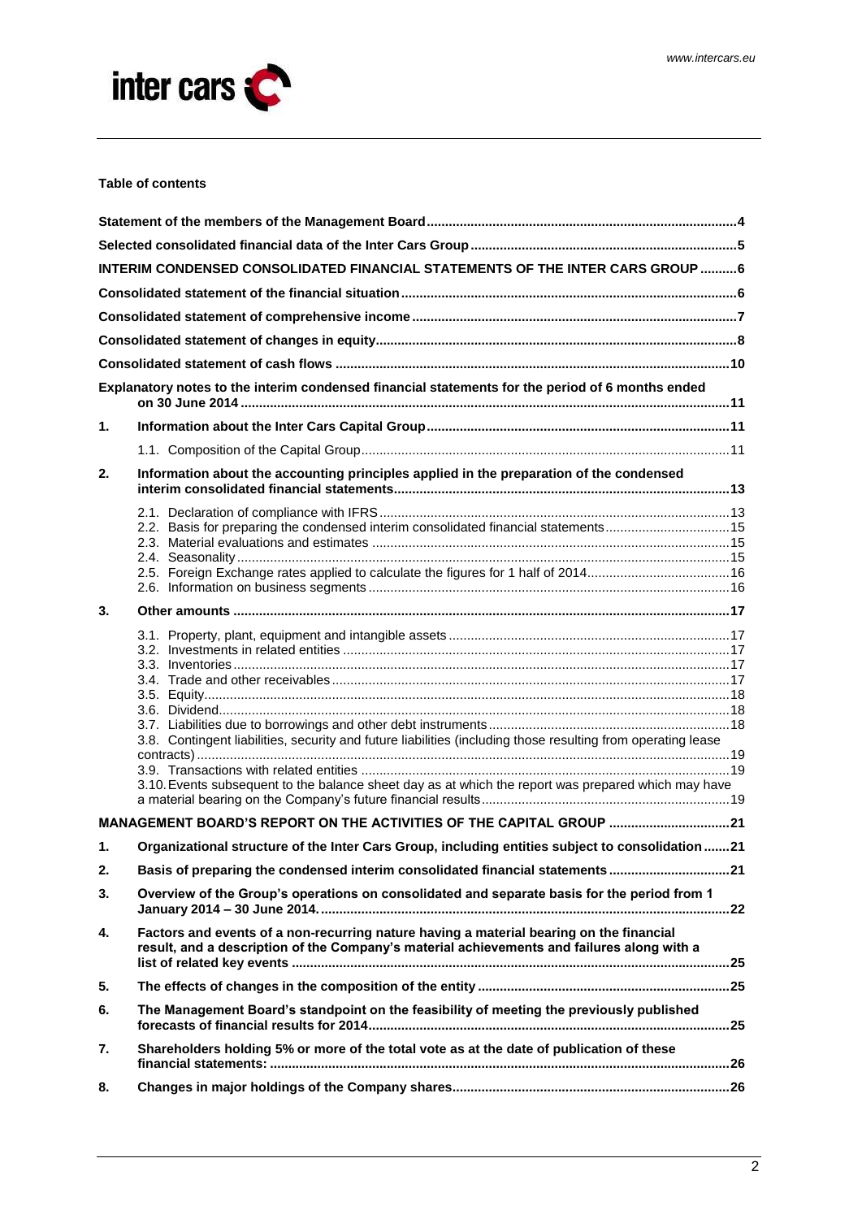**Table of contents**

| | | |
|---|---|---|
| **Statement of the members of the Management Board** | | **4** |
| **Selected consolidated financial data of the Inter Cars Group** | | **5** |
| **INTERIM CONDENSED CONSOLIDATED FINANCIAL STATEMENTS OF THE INTER CARS GROUP** | | **6** |
| **Consolidated statement of the financial situation** | | **6** |
| **Consolidated statement of comprehensive income** | | **7** |
| **Consolidated statement of changes in equity** | | **8** |
| **Consolidated statement of cash flows** | | **10** |
| **Explanatory notes to the interim condensed financial statements for the period of 6 months ended on 30 June 2014** | | **11** |
| **1.** | **Information about the Inter Cars Capital Group** | **11** |
| | 1.1. Composition of the Capital Group | 11 |
| **2.** | **Information about the accounting principles applied in the preparation of the condensed interim consolidated financial statements** | **13** |
| | 2.1. Declaration of compliance with IFRS | 13 |
| | 2.2. Basis for preparing the condensed interim consolidated financial statements | 15 |
| | 2.3. Material evaluations and estimates | 15 |
| | 2.4. Seasonality | 15 |
| | 2.5. Foreign Exchange rates applied to calculate the figures for 1 half of 2014 | 16 |
| | 2.6. Information on business segments | 16 |
| **3.** | **Other amounts** | **17** |
| | 3.1. Property, plant, equipment and intangible assets | 17 |
| | 3.2. Investments in related entities | 17 |
| | 3.3. Inventories | 17 |
| | 3.4. Trade and other receivables | 17 |
| | 3.5. Equity | 18 |
| | 3.6. Dividend | 18 |
| | 3.7. Liabilities due to borrowings and other debt instruments | 18 |
| | 3.8. Contingent liabilities, security and future liabilities (including those resulting from operating lease contracts) | 19 |
| | 3.9. Transactions with related entities | 19 |
| | 3.10. Events subsequent to the balance sheet day as at which the report was prepared which may have a material bearing on the Company's future financial results | 19 |
| **MANAGEMENT BOARD'S REPORT ON THE ACTIVITIES OF THE CAPITAL GROUP** | | **21** |
| **1.** | **Organizational structure of the Inter Cars Group, including entities subject to consolidation** | **21** |
| **2.** | **Basis of preparing the condensed interim consolidated financial statements** | **21** |
| **3.** | **Overview of the Group's operations on consolidated and separate basis for the period from 1 January 2014 – 30 June 2014.** | **22** |
| **4.** | **Factors and events of a non-recurring nature having a material bearing on the financial result, and a description of the Company's material achievements and failures along with a list of related key events** | **25** |
| **5.** | **The effects of changes in the composition of the entity** | **25** |
| **6.** | **The Management Board's standpoint on the feasibility of meeting the previously published forecasts of financial results for 2014** | **25** |
| **7.** | **Shareholders holding 5% or more of the total vote as at the date of publication of these financial statements:** | **26** |
| **8.** | **Changes in major holdings of the Company shares** | **26** |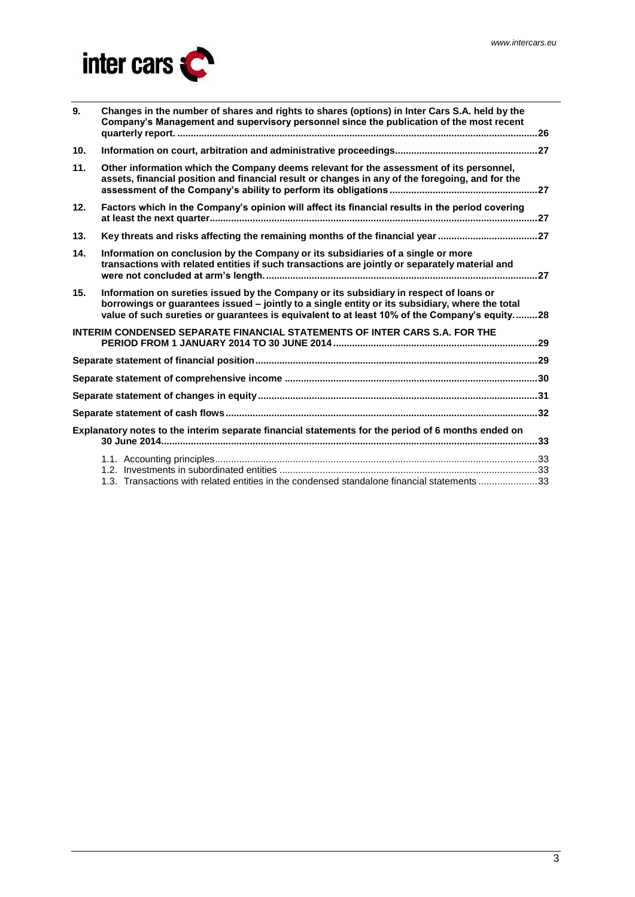| | | |
|---|---|---|
| **9.** | **Changes in the number of shares and rights to shares (options) in Inter Cars S.A. held by the Company's Management and supervisory personnel since the publication of the most recent quarterly report.** | **26** |
| **10.** | **Information on court, arbitration and administrative proceedings** | **27** |
| **11.** | **Other information which the Company deems relevant for the assessment of its personnel, assets, financial position and financial result or changes in any of the foregoing, and for the assessment of the Company's ability to perform its obligations** | **27** |
| **12.** | **Factors which in the Company's opinion will affect its financial results in the period covering at least the next quarter** | **27** |
| **13.** | **Key threats and risks affecting the remaining months of the financial year** | **27** |
| **14.** | **Information on conclusion by the Company or its subsidiaries of a single or more transactions with related entities if such transactions are jointly or separately material and were not concluded at arm's length.** | **27** |
| **15.** | **Information on sureties issued by the Company or its subsidiary in respect of loans or borrowings or guarantees issued – jointly to a single entity or its subsidiary, where the total value of such sureties or guarantees is equivalent to at least 10% of the Company's equity.** | **28** |

**INTERIM CONDENSED SEPARATE FINANCIAL STATEMENTS OF INTER CARS S.A. FOR THE PERIOD FROM 1 JANUARY 2014 TO 30 JUNE 2014** ..... **29**

**Separate statement of financial position** ..... **29**

**Separate statement of comprehensive income** ..... **30**

**Separate statement of changes in equity** ..... **31**

**Separate statement of cash flows** ..... **32**

**Explanatory notes to the interim separate financial statements for the period of 6 months ended on 30 June 2014** ..... **33**

- 1.1. Accounting principles ..... 33
- 1.2. Investments in subordinated entities ..... 33
- 1.3. Transactions with related entities in the condensed standalone financial statements ..... 33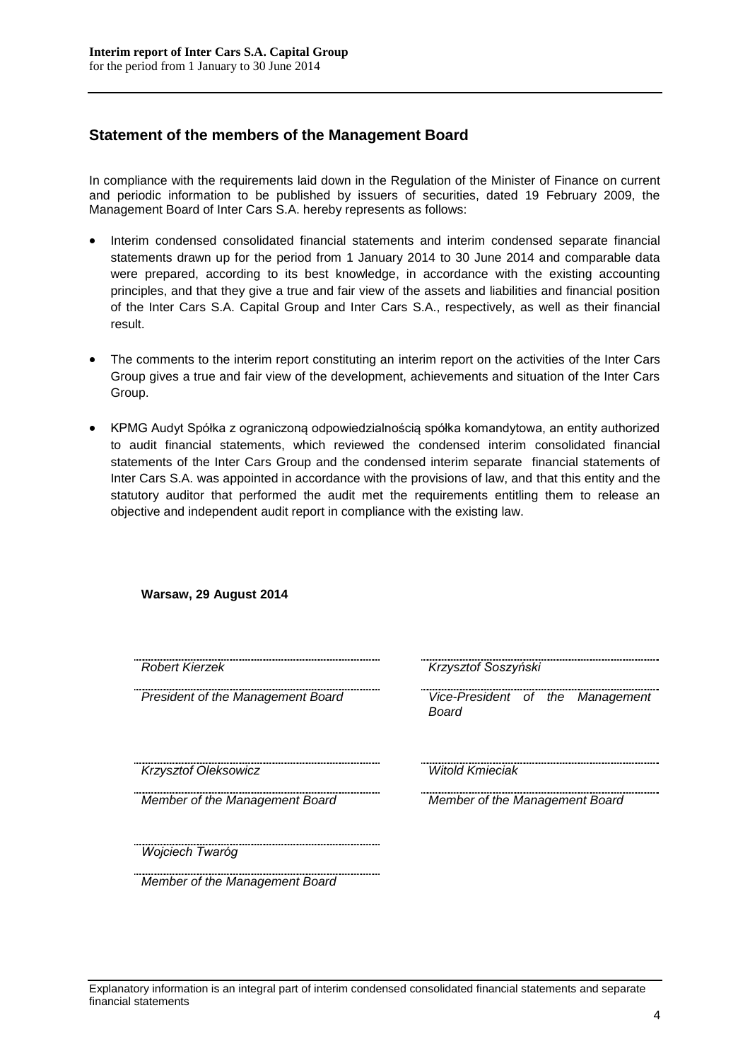## Statement of the members of the Management Board

In compliance with the requirements laid down in the Regulation of the Minister of Finance on current and periodic information to be published by issuers of securities, dated 19 February 2009, the Management Board of Inter Cars S.A. hereby represents as follows:

- Interim condensed consolidated financial statements and interim condensed separate financial statements drawn up for the period from 1 January 2014 to 30 June 2014 and comparable data were prepared, according to its best knowledge, in accordance with the existing accounting principles, and that they give a true and fair view of the assets and liabilities and financial position of the Inter Cars S.A. Capital Group and Inter Cars S.A., respectively, as well as their financial result.

- The comments to the interim report constituting an interim report on the activities of the Inter Cars Group gives a true and fair view of the development, achievements and situation of the Inter Cars Group.

- KPMG Audyt Spółka z ograniczoną odpowiedzialnością spółka komandytowa, an entity authorized to audit financial statements, which reviewed the condensed interim consolidated financial statements of the Inter Cars Group and the condensed interim separate financial statements of Inter Cars S.A. was appointed in accordance with the provisions of law, and that this entity and the statutory auditor that performed the audit met the requirements entitling them to release an objective and independent audit report in compliance with the existing law.

**Warsaw, 29 August 2014**

| | |
|---|---|
| *Robert Kierzek* | *Krzysztof Soszyński* |
| *President of the Management Board* | *Vice-President of the Management Board* |
| *Krzysztof Oleksowicz* | *Witold Kmieciak* |
| *Member of the Management Board* | *Member of the Management Board* |
| *Wojciech Twaróg* | |
| *Member of the Management Board* | |

Explanatory information is an integral part of interim condensed consolidated financial statements and separate financial statements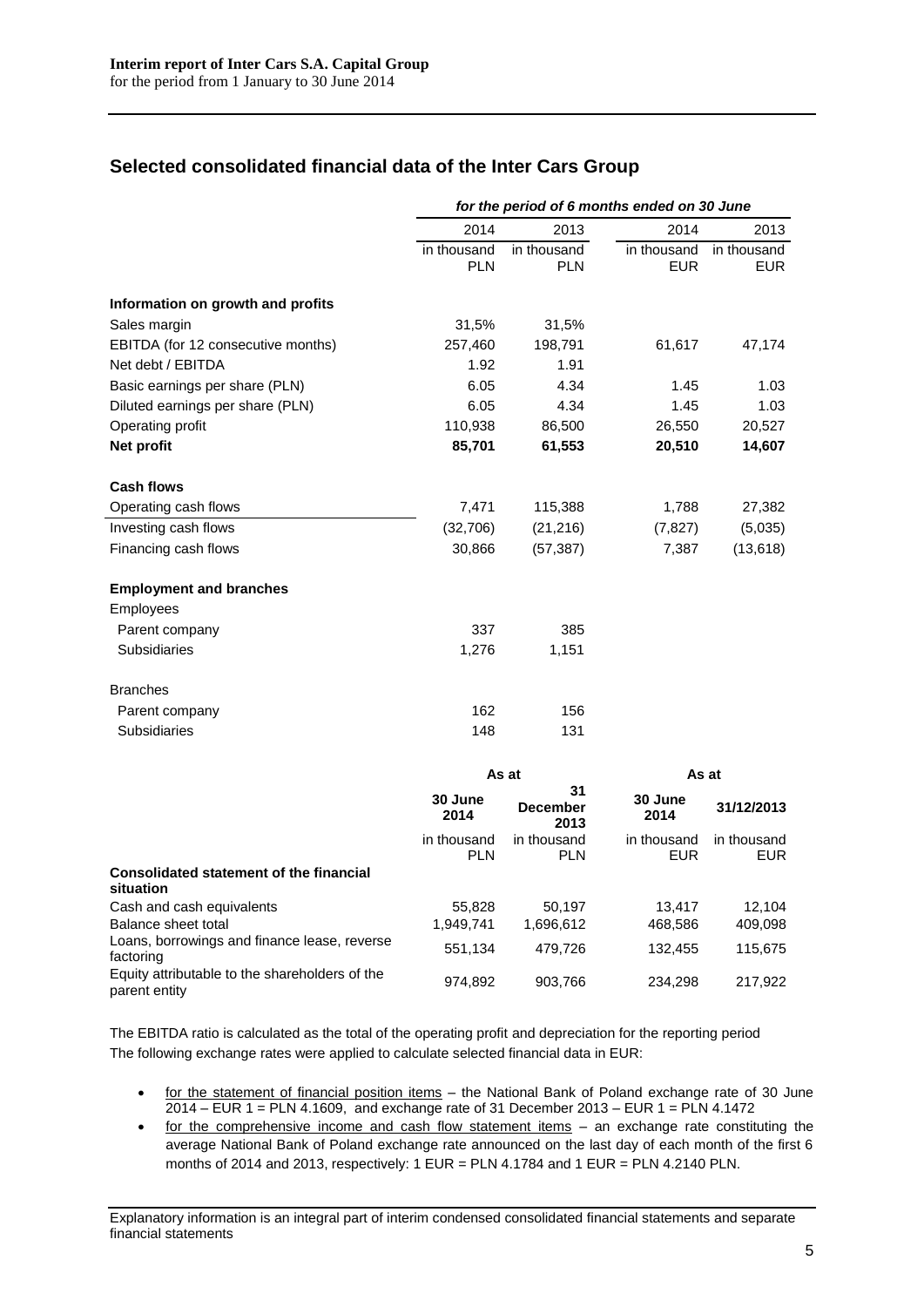## Selected consolidated financial data of the Inter Cars Group

| | *for the period of 6 months ended on 30 June* | | | |
|---|---|---|---|---|
| | 2014 | 2013 | 2014 | 2013 |
| | in thousand PLN | in thousand PLN | in thousand EUR | in thousand EUR |
| **Information on growth and profits** | | | | |
| Sales margin | 31,5% | 31,5% | | |
| EBITDA (for 12 consecutive months) | 257,460 | 198,791 | 61,617 | 47,174 |
| Net debt / EBITDA | 1.92 | 1.91 | | |
| Basic earnings per share (PLN) | 6.05 | 4.34 | 1.45 | 1.03 |
| Diluted earnings per share (PLN) | 6.05 | 4.34 | 1.45 | 1.03 |
| Operating profit | 110,938 | 86,500 | 26,550 | 20,527 |
| **Net profit** | **85,701** | **61,553** | **20,510** | **14,607** |
| **Cash flows** | | | | |
| Operating cash flows | 7,471 | 115,388 | 1,788 | 27,382 |
| Investing cash flows | (32,706) | (21,216) | (7,827) | (5,035) |
| Financing cash flows | 30,866 | (57,387) | 7,387 | (13,618) |
| **Employment and branches** | | | | |
| Employees | | | | |
| Parent company | 337 | 385 | | |
| Subsidiaries | 1,276 | 1,151 | | |
| Branches | | | | |
| Parent company | 162 | 156 | | |
| Subsidiaries | 148 | 131 | | |

| | As at | | As at | |
|---|---|---|---|---|
| | **30 June 2014** | **31 December 2013** | **30 June 2014** | **31/12/2013** |
| | in thousand PLN | in thousand PLN | in thousand EUR | in thousand EUR |
| **Consolidated statement of the financial situation** | | | | |
| Cash and cash equivalents | 55,828 | 50,197 | 13,417 | 12,104 |
| Balance sheet total | 1,949,741 | 1,696,612 | 468,586 | 409,098 |
| Loans, borrowings and finance lease, reverse factoring | 551,134 | 479,726 | 132,455 | 115,675 |
| Equity attributable to the shareholders of the parent entity | 974,892 | 903,766 | 234,298 | 217,922 |

The EBITDA ratio is calculated as the total of the operating profit and depreciation for the reporting period

The following exchange rates were applied to calculate selected financial data in EUR:

- for the statement of financial position items – the National Bank of Poland exchange rate of 30 June 2014 – EUR 1 = PLN 4.1609, and exchange rate of 31 December 2013 – EUR 1 = PLN 4.1472
- for the comprehensive income and cash flow statement items – an exchange rate constituting the average National Bank of Poland exchange rate announced on the last day of each month of the first 6 months of 2014 and 2013, respectively: 1 EUR = PLN 4.1784 and 1 EUR = PLN 4.2140 PLN.

Explanatory information is an integral part of interim condensed consolidated financial statements and separate financial statements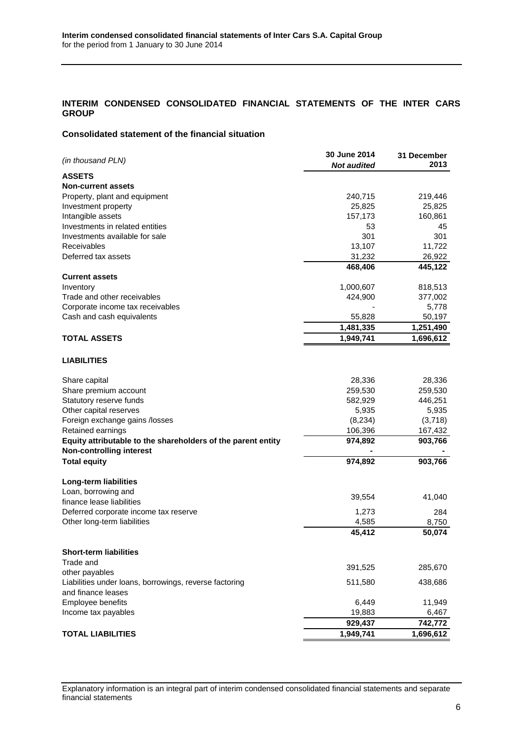## INTERIM CONDENSED CONSOLIDATED FINANCIAL STATEMENTS OF THE INTER CARS GROUP

### Consolidated statement of the financial situation

| *(in thousand PLN)* | 30 June 2014 *Not audited* | 31 December 2013 |
|---|---|---|
| **ASSETS** | | |
| **Non-current assets** | | |
| Property, plant and equipment | 240,715 | 219,446 |
| Investment property | 25,825 | 25,825 |
| Intangible assets | 157,173 | 160,861 |
| Investments in related entities | 53 | 45 |
| Investments available for sale | 301 | 301 |
| Receivables | 13,107 | 11,722 |
| Deferred tax assets | 31,232 | 26,922 |
| | **468,406** | **445,122** |
| **Current assets** | | |
| Inventory | 1,000,607 | 818,513 |
| Trade and other receivables | 424,900 | 377,002 |
| Corporate income tax receivables | - | 5,778 |
| Cash and cash equivalents | 55,828 | 50,197 |
| | **1,481,335** | **1,251,490** |
| **TOTAL ASSETS** | **1,949,741** | **1,696,612** |
| | | |
| **LIABILITIES** | | |
| | | |
| Share capital | 28,336 | 28,336 |
| Share premium account | 259,530 | 259,530 |
| Statutory reserve funds | 582,929 | 446,251 |
| Other capital reserves | 5,935 | 5,935 |
| Foreign exchange gains /losses | (8,234) | (3,718) |
| Retained earnings | 106,396 | 167,432 |
| **Equity attributable to the shareholders of the parent entity** | **974,892** | **903,766** |
| **Non-controlling interest** | **-** | **-** |
| **Total equity** | **974,892** | **903,766** |
| | | |
| **Long-term liabilities** | | |
| Loan, borrowing and finance lease liabilities | 39,554 | 41,040 |
| Deferred corporate income tax reserve | 1,273 | 284 |
| Other long-term liabilities | 4,585 | 8,750 |
| | **45,412** | **50,074** |
| | | |
| **Short-term liabilities** | | |
| Trade and other payables | 391,525 | 285,670 |
| Liabilities under loans, borrowings, reverse factoring and finance leases | 511,580 | 438,686 |
| Employee benefits | 6,449 | 11,949 |
| Income tax payables | 19,883 | 6,467 |
| | **929,437** | **742,772** |
| **TOTAL LIABILITIES** | **1,949,741** | **1,696,612** |

Explanatory information is an integral part of interim condensed consolidated financial statements and separate financial statements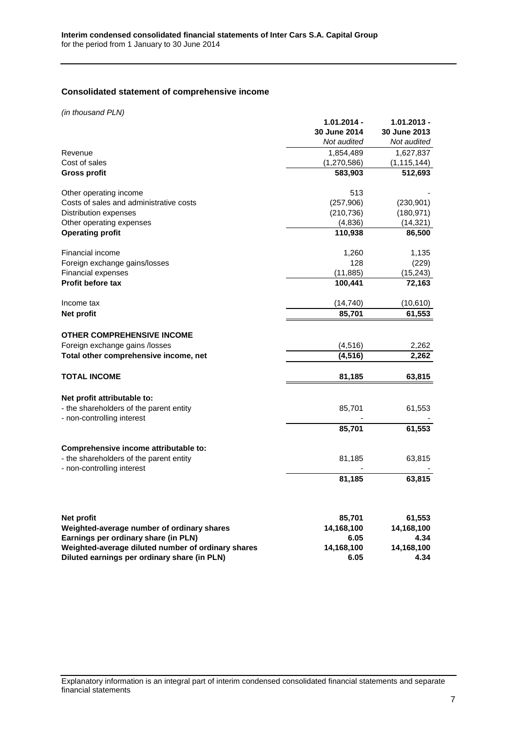## Consolidated statement of comprehensive income

*(in thousand PLN)*

| | 1.01.2014 - 30 June 2014 *Not audited* | 1.01.2013 - 30 June 2013 *Not audited* |
|---|---|---|
| Revenue | 1,854,489 | 1,627,837 |
| Cost of sales | (1,270,586) | (1,115,144) |
| **Gross profit** | **583,903** | **512,693** |
| | | |
| Other operating income | 513 | - |
| Costs of sales and administrative costs | (257,906) | (230,901) |
| Distribution expenses | (210,736) | (180,971) |
| Other operating expenses | (4,836) | (14,321) |
| **Operating profit** | **110,938** | **86,500** |
| | | |
| Financial income | 1,260 | 1,135 |
| Foreign exchange gains/losses | 128 | (229) |
| Financial expenses | (11,885) | (15,243) |
| **Profit before tax** | **100,441** | **72,163** |
| | | |
| Income tax | (14,740) | (10,610) |
| **Net profit** | **85,701** | **61,553** |
| | | |
| **OTHER COMPREHENSIVE INCOME** | | |
| Foreign exchange gains /losses | (4,516) | 2,262 |
| **Total other comprehensive income, net** | **(4,516)** | **2,262** |
| | | |
| **TOTAL INCOME** | **81,185** | **63,815** |
| | | |
| **Net profit attributable to:** | | |
| - the shareholders of the parent entity | 85,701 | 61,553 |
| - non-controlling interest | - | - |
| | **85,701** | **61,553** |
| | | |
| **Comprehensive income attributable to:** | | |
| - the shareholders of the parent entity | 81,185 | 63,815 |
| - non-controlling interest | - | - |
| | **81,185** | **63,815** |
| | | |
| **Net profit** | **85,701** | **61,553** |
| **Weighted-average number of ordinary shares** | **14,168,100** | **14,168,100** |
| **Earnings per ordinary share (in PLN)** | **6.05** | **4.34** |
| **Weighted-average diluted number of ordinary shares** | **14,168,100** | **14,168,100** |
| **Diluted earnings per ordinary share (in PLN)** | **6.05** | **4.34** |

Explanatory information is an integral part of interim condensed consolidated financial statements and separate financial statements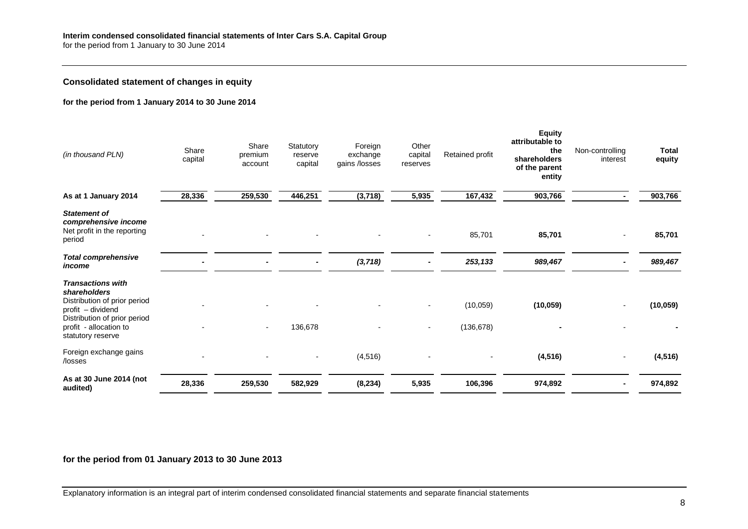## Consolidated statement of changes in equity

### for the period from 1 January 2014 to 30 June 2014

| *(in thousand PLN)* | Share capital | Share premium account | Statutory reserve capital | Foreign exchange gains /losses | Other capital reserves | Retained profit | **Equity attributable to the shareholders of the parent entity** | Non-controlling interest | **Total equity** |
|---|---|---|---|---|---|---|---|---|---|
| **As at 1 January 2014** | **28,336** | **259,530** | **446,251** | **(3,718)** | **5,935** | **167,432** | **903,766** | **-** | **903,766** |
| ***Statement of comprehensive income*** | | | | | | | | | |
| Net profit in the reporting period | - | - | - | - | - | 85,701 | **85,701** | - | **85,701** |
| ***Total comprehensive income*** | **-** | **-** | **-** | ***(3,718)*** | **-** | ***253,133*** | ***989,467*** | **-** | ***989,467*** |
| ***Transactions with shareholders*** | | | | | | | | | |
| Distribution of prior period profit – dividend | - | - | - | - | - | (10,059) | **(10,059)** | - | **(10,059)** |
| Distribution of prior period profit - allocation to statutory reserve | - | - | 136,678 | - | - | (136,678) | **-** | - | **-** |
| Foreign exchange gains /losses | - | - | - | (4,516) | - | - | **(4,516)** | - | **(4,516)** |
| **As at 30 June 2014 (not audited)** | **28,336** | **259,530** | **582,929** | **(8,234)** | **5,935** | **106,396** | **974,892** | **-** | **974,892** |

### for the period from 01 January 2013 to 30 June 2013

Explanatory information is an integral part of interim condensed consolidated financial statements and separate financial statements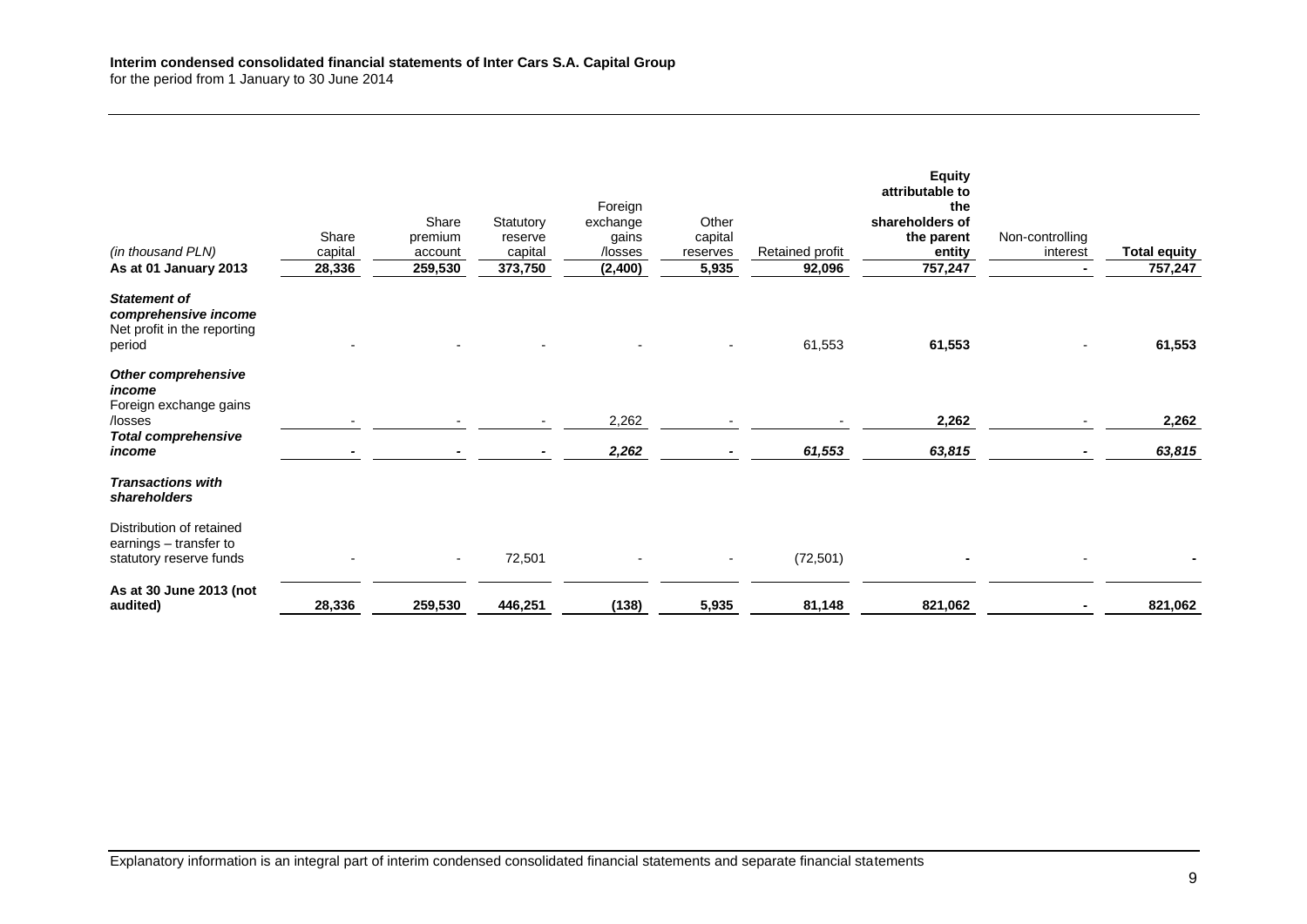| (in thousand PLN) | Share capital | Share premium account | Statutory reserve capital | Foreign exchange gains /losses | Other capital reserves | Retained profit | Equity attributable to the shareholders of the parent entity | Non-controlling interest | Total equity |
|---|---|---|---|---|---|---|---|---|---|
| **As at 01 January 2013** | **28,336** | **259,530** | **373,750** | **(2,400)** | **5,935** | **92,096** | **757,247** | **-** | **757,247** |
| ***Statement of comprehensive income*** | | | | | | | | | |
| Net profit in the reporting period | - | - | - | - | - | 61,553 | **61,553** | - | **61,553** |
| ***Other comprehensive income*** | | | | | | | | | |
| Foreign exchange gains /losses | - | - | - | 2,262 | - | - | **2,262** | - | **2,262** |
| ***Total comprehensive income*** | **-** | **-** | **-** | ***2,262*** | **-** | ***61,553*** | ***63,815*** | **-** | ***63,815*** |
| ***Transactions with shareholders*** | | | | | | | | | |
| Distribution of retained earnings – transfer to statutory reserve funds | - | - | 72,501 | - | - | (72,501) | **-** | - | **-** |
| **As at 30 June 2013 (not audited)** | **28,336** | **259,530** | **446,251** | **(138)** | **5,935** | **81,148** | **821,062** | **-** | **821,062** |

Explanatory information is an integral part of interim condensed consolidated financial statements and separate financial statements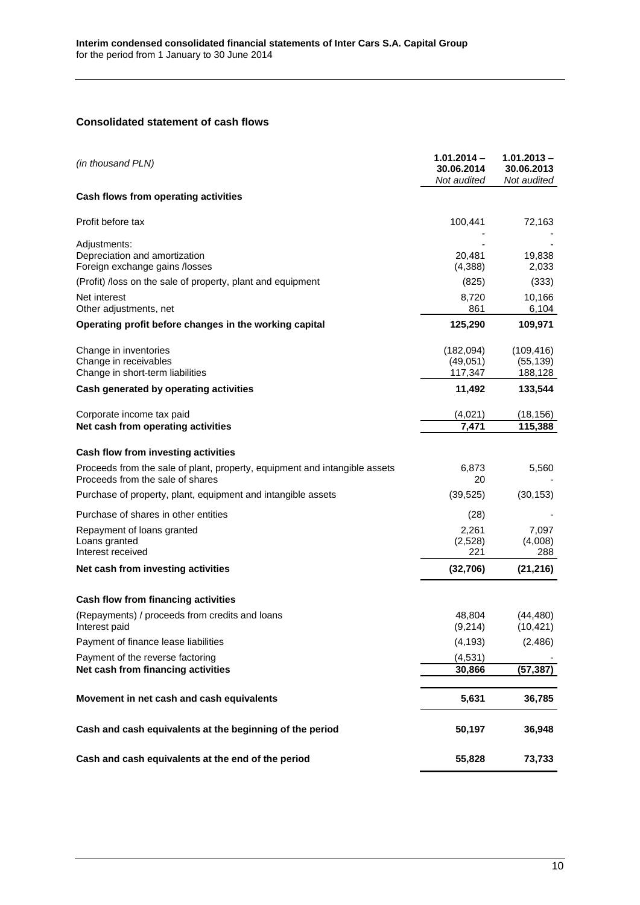## Consolidated statement of cash flows

| *(in thousand PLN)* | **1.01.2014 – 30.06.2014** *Not audited* | **1.01.2013 – 30.06.2013** *Not audited* |
|---|---|---|
| **Cash flows from operating activities** | | |
| Profit before tax | 100,441 | 72,163 |
| | - | - |
| Adjustments: | - | - |
| Depreciation and amortization | 20,481 | 19,838 |
| Foreign exchange gains /losses | (4,388) | 2,033 |
| (Profit) /loss on the sale of property, plant and equipment | (825) | (333) |
| Net interest | 8,720 | 10,166 |
| Other adjustments, net | 861 | 6,104 |
| **Operating profit before changes in the working capital** | **125,290** | **109,971** |
| Change in inventories | (182,094) | (109,416) |
| Change in receivables | (49,051) | (55,139) |
| Change in short-term liabilities | 117,347 | 188,128 |
| **Cash generated by operating activities** | **11,492** | **133,544** |
| Corporate income tax paid | (4,021) | (18,156) |
| **Net cash from operating activities** | **7,471** | **115,388** |
| **Cash flow from investing activities** | | |
| Proceeds from the sale of plant, property, equipment and intangible assets | 6,873 | 5,560 |
| Proceeds from the sale of shares | 20 | - |
| Purchase of property, plant, equipment and intangible assets | (39,525) | (30,153) |
| Purchase of shares in other entities | (28) | - |
| Repayment of loans granted | 2,261 | 7,097 |
| Loans granted | (2,528) | (4,008) |
| Interest received | 221 | 288 |
| **Net cash from investing activities** | **(32,706)** | **(21,216)** |
| **Cash flow from financing activities** | | |
| (Repayments) / proceeds from credits and loans | 48,804 | (44,480) |
| Interest paid | (9,214) | (10,421) |
| Payment of finance lease liabilities | (4,193) | (2,486) |
| Payment of the reverse factoring | (4,531) | - |
| **Net cash from financing activities** | **30,866** | **(57,387)** |
| **Movement in net cash and cash equivalents** | **5,631** | **36,785** |
| **Cash and cash equivalents at the beginning of the period** | **50,197** | **36,948** |
| **Cash and cash equivalents at the end of the period** | **55,828** | **73,733** |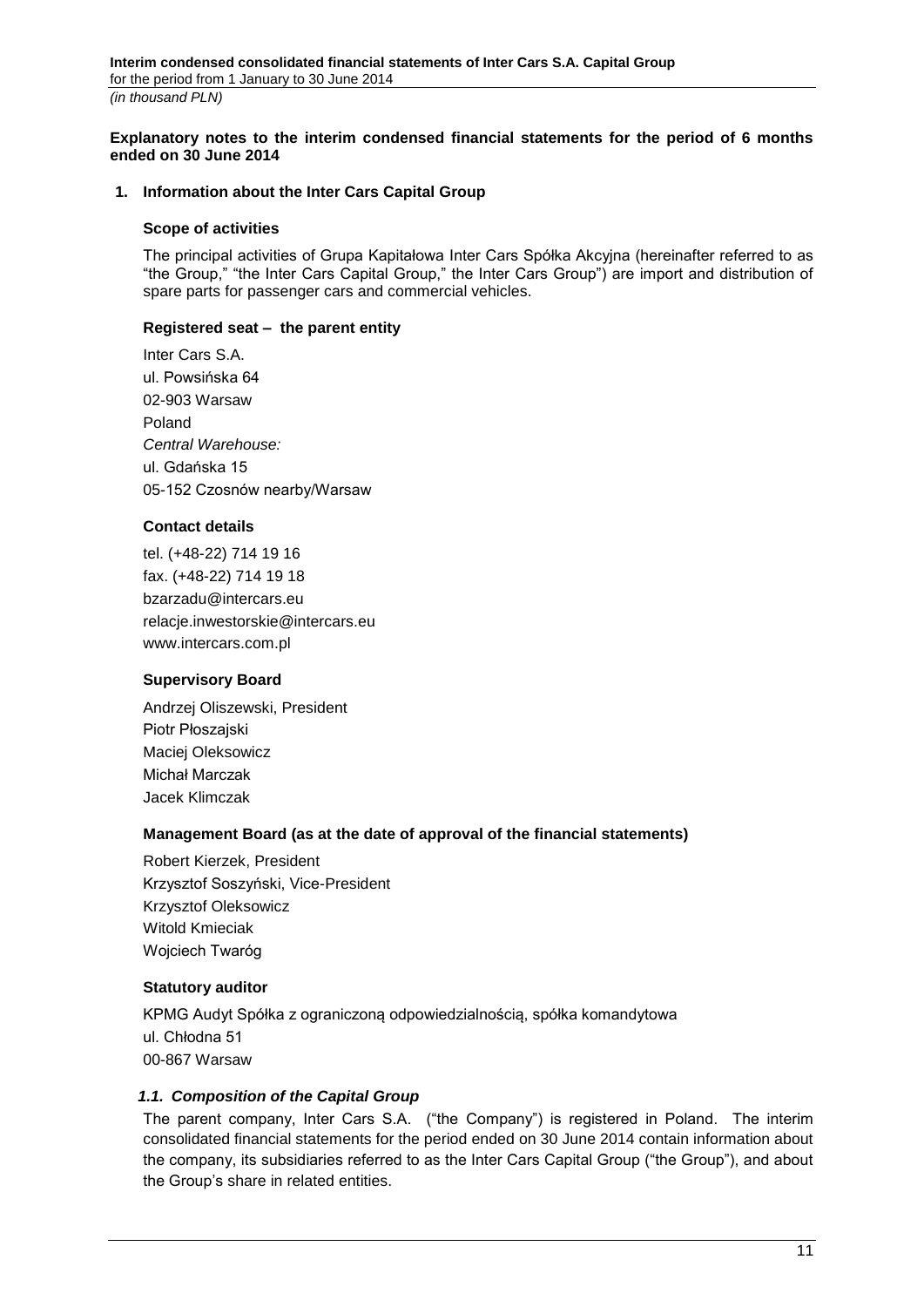**Explanatory notes to the interim condensed financial statements for the period of 6 months ended on 30 June 2014**

## 1. Information about the Inter Cars Capital Group

### Scope of activities

The principal activities of Grupa Kapitałowa Inter Cars Spółka Akcyjna (hereinafter referred to as "the Group," "the Inter Cars Capital Group," the Inter Cars Group") are import and distribution of spare parts for passenger cars and commercial vehicles.

### Registered seat – the parent entity

Inter Cars S.A.
ul. Powsińska 64
02-903 Warsaw
Poland
*Central Warehouse:*
ul. Gdańska 15
05-152 Czosnów nearby/Warsaw

### Contact details

tel. (+48-22) 714 19 16
fax. (+48-22) 714 19 18
bzarzadu@intercars.eu
relacje.inwestorskie@intercars.eu
www.intercars.com.pl

### Supervisory Board

Andrzej Oliszewski, President
Piotr Płoszajski
Maciej Oleksowicz
Michał Marczak
Jacek Klimczak

### Management Board (as at the date of approval of the financial statements)

Robert Kierzek, President
Krzysztof Soszyński, Vice-President
Krzysztof Oleksowicz
Witold Kmieciak
Wojciech Twaróg

### Statutory auditor

KPMG Audyt Spółka z ograniczoną odpowiedzialnością, spółka komandytowa
ul. Chłodna 51
00-867 Warsaw

### *1.1. Composition of the Capital Group*

The parent company, Inter Cars S.A. ("the Company") is registered in Poland. The interim consolidated financial statements for the period ended on 30 June 2014 contain information about the company, its subsidiaries referred to as the Inter Cars Capital Group ("the Group"), and about the Group's share in related entities.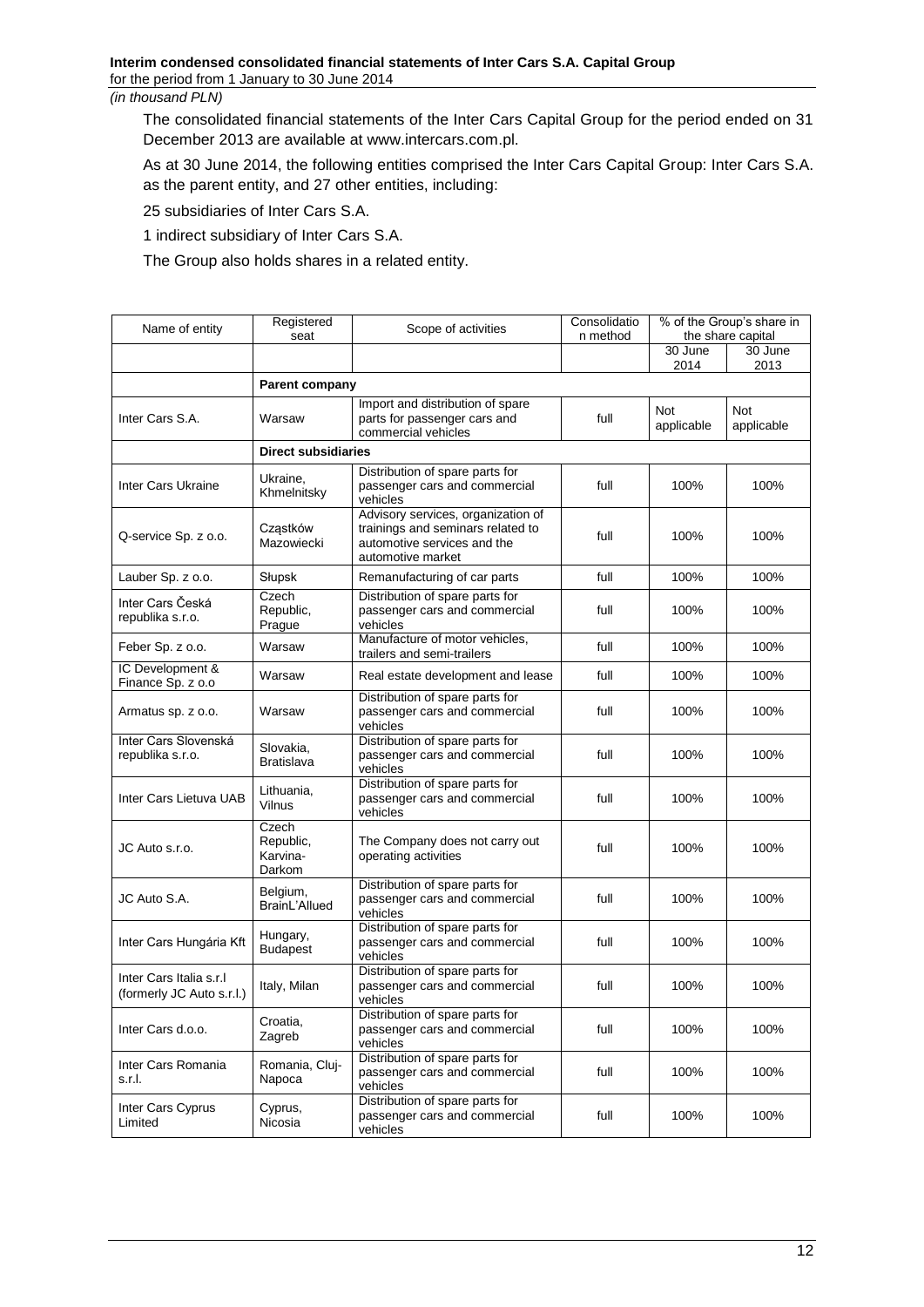The consolidated financial statements of the Inter Cars Capital Group for the period ended on 31 December 2013 are available at www.intercars.com.pl.

As at 30 June 2014, the following entities comprised the Inter Cars Capital Group: Inter Cars S.A. as the parent entity, and 27 other entities, including:

25 subsidiaries of Inter Cars S.A.

1 indirect subsidiary of Inter Cars S.A.

The Group also holds shares in a related entity.

| Name of entity | Registered seat | Scope of activities | Consolidation method | % of the Group's share in the share capital | |
|---|---|---|---|---|---|
| | | | | 30 June 2014 | 30 June 2013 |
| | **Parent company** | | | | |
| Inter Cars S.A. | Warsaw | Import and distribution of spare parts for passenger cars and commercial vehicles | full | Not applicable | Not applicable |
| | **Direct subsidiaries** | | | | |
| Inter Cars Ukraine | Ukraine, Khmelnitsky | Distribution of spare parts for passenger cars and commercial vehicles | full | 100% | 100% |
| Q-service Sp. z o.o. | Cząstków Mazowiecki | Advisory services, organization of trainings and seminars related to automotive services and the automotive market | full | 100% | 100% |
| Lauber Sp. z o.o. | Słupsk | Remanufacturing of car parts | full | 100% | 100% |
| Inter Cars Česká republika s.r.o. | Czech Republic, Prague | Distribution of spare parts for passenger cars and commercial vehicles | full | 100% | 100% |
| Feber Sp. z o.o. | Warsaw | Manufacture of motor vehicles, trailers and semi-trailers | full | 100% | 100% |
| IC Development & Finance Sp. z o.o | Warsaw | Real estate development and lease | full | 100% | 100% |
| Armatus sp. z o.o. | Warsaw | Distribution of spare parts for passenger cars and commercial vehicles | full | 100% | 100% |
| Inter Cars Slovenská republika s.r.o. | Slovakia, Bratislava | Distribution of spare parts for passenger cars and commercial vehicles | full | 100% | 100% |
| Inter Cars Lietuva UAB | Lithuania, Vilnus | Distribution of spare parts for passenger cars and commercial vehicles | full | 100% | 100% |
| JC Auto s.r.o. | Czech Republic, Karvina-Darkom | The Company does not carry out operating activities | full | 100% | 100% |
| JC Auto S.A. | Belgium, BrainL'Allued | Distribution of spare parts for passenger cars and commercial vehicles | full | 100% | 100% |
| Inter Cars Hungária Kft | Hungary, Budapest | Distribution of spare parts for passenger cars and commercial vehicles | full | 100% | 100% |
| Inter Cars Italia s.r.l (formerly JC Auto s.r.l.) | Italy, Milan | Distribution of spare parts for passenger cars and commercial vehicles | full | 100% | 100% |
| Inter Cars d.o.o. | Croatia, Zagreb | Distribution of spare parts for passenger cars and commercial vehicles | full | 100% | 100% |
| Inter Cars Romania s.r.l. | Romania, Cluj-Napoca | Distribution of spare parts for passenger cars and commercial vehicles | full | 100% | 100% |
| Inter Cars Cyprus Limited | Cyprus, Nicosia | Distribution of spare parts for passenger cars and commercial vehicles | full | 100% | 100% |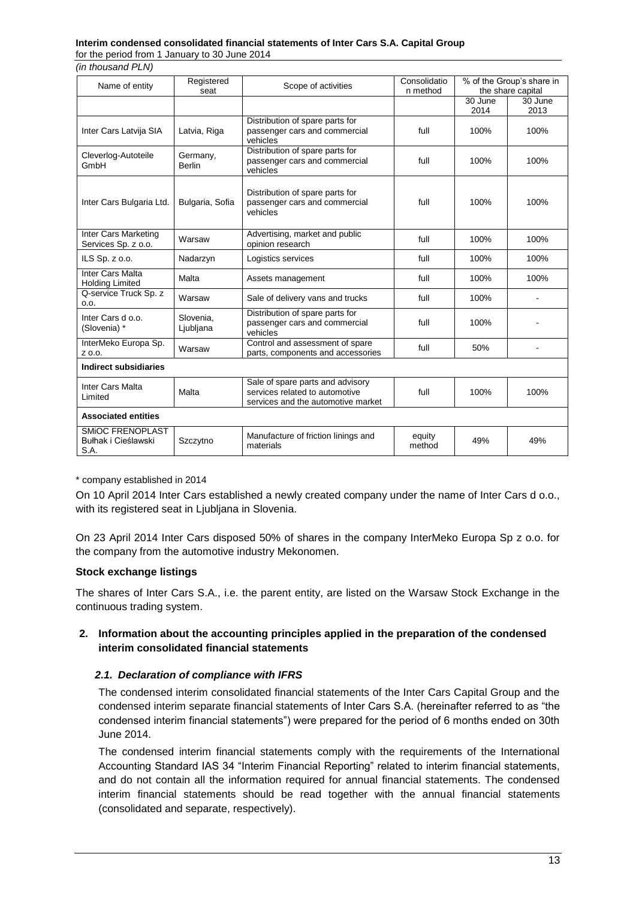| Name of entity | Registered seat | Scope of activities | Consolidation method | % of the Group's share in the share capital | |
|---|---|---|---|---|---|
| | | | | 30 June 2014 | 30 June 2013 |
| Inter Cars Latvija SIA | Latvia, Riga | Distribution of spare parts for passenger cars and commercial vehicles | full | 100% | 100% |
| Cleverlog-Autoteile GmbH | Germany, Berlin | Distribution of spare parts for passenger cars and commercial vehicles | full | 100% | 100% |
| Inter Cars Bulgaria Ltd. | Bulgaria, Sofia | Distribution of spare parts for passenger cars and commercial vehicles | full | 100% | 100% |
| Inter Cars Marketing Services Sp. z o.o. | Warsaw | Advertising, market and public opinion research | full | 100% | 100% |
| ILS Sp. z o.o. | Nadarzyn | Logistics services | full | 100% | 100% |
| Inter Cars Malta Holding Limited | Malta | Assets management | full | 100% | 100% |
| Q-service Truck Sp. z o.o. | Warsaw | Sale of delivery vans and trucks | full | 100% | - |
| Inter Cars d o.o. (Slovenia) * | Slovenia, Ljubljana | Distribution of spare parts for passenger cars and commercial vehicles | full | 100% | - |
| InterMeko Europa Sp. z o.o. | Warsaw | Control and assessment of spare parts, components and accessories | full | 50% | - |
| **Indirect subsidiaries** | | | | | |
| Inter Cars Malta Limited | Malta | Sale of spare parts and advisory services related to automotive services and the automotive market | full | 100% | 100% |
| **Associated entities** | | | | | |
| SMiOC FRENOPLAST Bułhak i Cieślawski S.A. | Szczytno | Manufacture of friction linings and materials | equity method | 49% | 49% |

\* company established in 2014

On 10 April 2014 Inter Cars established a newly created company under the name of Inter Cars d o.o., with its registered seat in Ljubljana in Slovenia.

On 23 April 2014 Inter Cars disposed 50% of shares in the company InterMeko Europa Sp z o.o. for the company from the automotive industry Mekonomen.

### Stock exchange listings

The shares of Inter Cars S.A., i.e. the parent entity, are listed on the Warsaw Stock Exchange in the continuous trading system.

## 2. Information about the accounting principles applied in the preparation of the condensed interim consolidated financial statements

### *2.1. Declaration of compliance with IFRS*

The condensed interim consolidated financial statements of the Inter Cars Capital Group and the condensed interim separate financial statements of Inter Cars S.A. (hereinafter referred to as "the condensed interim financial statements") were prepared for the period of 6 months ended on 30th June 2014.

The condensed interim financial statements comply with the requirements of the International Accounting Standard IAS 34 "Interim Financial Reporting" related to interim financial statements, and do not contain all the information required for annual financial statements. The condensed interim financial statements should be read together with the annual financial statements (consolidated and separate, respectively).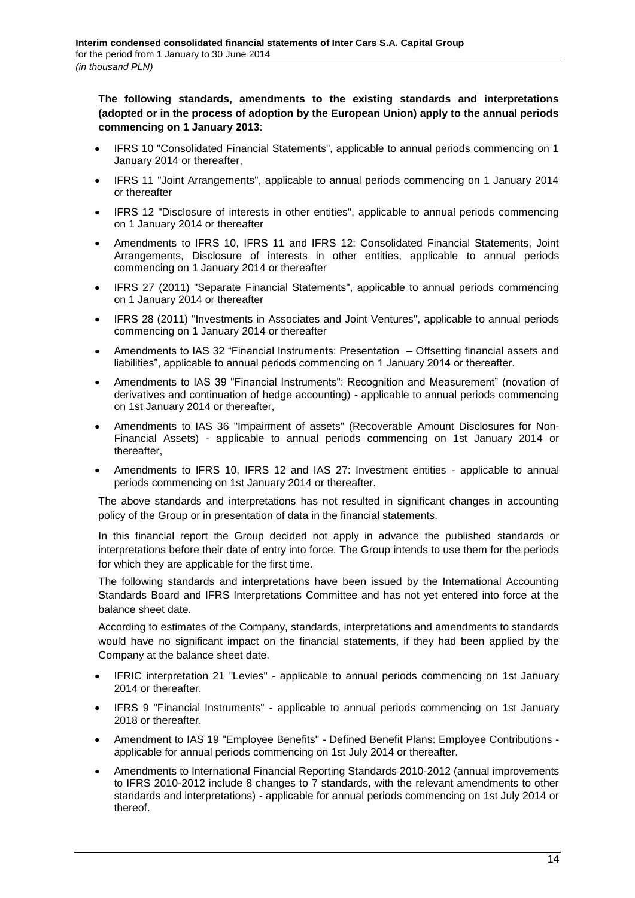**The following standards, amendments to the existing standards and interpretations (adopted or in the process of adoption by the European Union) apply to the annual periods commencing on 1 January 2013**:

- IFRS 10 "Consolidated Financial Statements", applicable to annual periods commencing on 1 January 2014 or thereafter,
- IFRS 11 "Joint Arrangements", applicable to annual periods commencing on 1 January 2014 or thereafter
- IFRS 12 "Disclosure of interests in other entities", applicable to annual periods commencing on 1 January 2014 or thereafter
- Amendments to IFRS 10, IFRS 11 and IFRS 12: Consolidated Financial Statements, Joint Arrangements, Disclosure of interests in other entities, applicable to annual periods commencing on 1 January 2014 or thereafter
- IFRS 27 (2011) "Separate Financial Statements", applicable to annual periods commencing on 1 January 2014 or thereafter
- IFRS 28 (2011) "Investments in Associates and Joint Ventures", applicable to annual periods commencing on 1 January 2014 or thereafter
- Amendments to IAS 32 "Financial Instruments: Presentation – Offsetting financial assets and liabilities", applicable to annual periods commencing on 1 January 2014 or thereafter.
- Amendments to IAS 39 "Financial Instruments": Recognition and Measurement" (novation of derivatives and continuation of hedge accounting) - applicable to annual periods commencing on 1st January 2014 or thereafter,
- Amendments to IAS 36 "Impairment of assets" (Recoverable Amount Disclosures for Non-Financial Assets) - applicable to annual periods commencing on 1st January 2014 or thereafter,
- Amendments to IFRS 10, IFRS 12 and IAS 27: Investment entities - applicable to annual periods commencing on 1st January 2014 or thereafter.

The above standards and interpretations has not resulted in significant changes in accounting policy of the Group or in presentation of data in the financial statements.

In this financial report the Group decided not apply in advance the published standards or interpretations before their date of entry into force. The Group intends to use them for the periods for which they are applicable for the first time.

The following standards and interpretations have been issued by the International Accounting Standards Board and IFRS Interpretations Committee and has not yet entered into force at the balance sheet date.

According to estimates of the Company, standards, interpretations and amendments to standards would have no significant impact on the financial statements, if they had been applied by the Company at the balance sheet date.

- IFRIC interpretation 21 "Levies" - applicable to annual periods commencing on 1st January 2014 or thereafter.
- IFRS 9 "Financial Instruments" - applicable to annual periods commencing on 1st January 2018 or thereafter.
- Amendment to IAS 19 "Employee Benefits" - Defined Benefit Plans: Employee Contributions - applicable for annual periods commencing on 1st July 2014 or thereafter.
- Amendments to International Financial Reporting Standards 2010-2012 (annual improvements to IFRS 2010-2012 include 8 changes to 7 standards, with the relevant amendments to other standards and interpretations) - applicable for annual periods commencing on 1st July 2014 or thereof.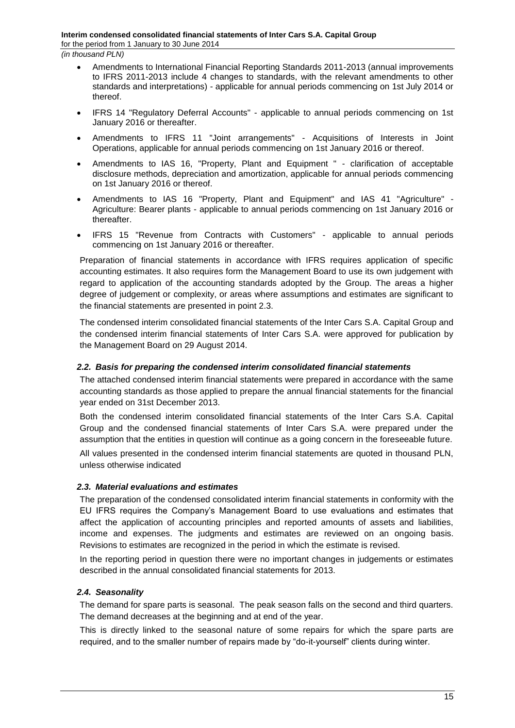- Amendments to International Financial Reporting Standards 2011-2013 (annual improvements to IFRS 2011-2013 include 4 changes to standards, with the relevant amendments to other standards and interpretations) - applicable for annual periods commencing on 1st July 2014 or thereof.
- IFRS 14 "Regulatory Deferral Accounts" - applicable to annual periods commencing on 1st January 2016 or thereafter.
- Amendments to IFRS 11 "Joint arrangements" - Acquisitions of Interests in Joint Operations, applicable for annual periods commencing on 1st January 2016 or thereof.
- Amendments to IAS 16, "Property, Plant and Equipment " - clarification of acceptable disclosure methods, depreciation and amortization, applicable for annual periods commencing on 1st January 2016 or thereof.
- Amendments to IAS 16 "Property, Plant and Equipment" and IAS 41 "Agriculture" - Agriculture: Bearer plants - applicable to annual periods commencing on 1st January 2016 or thereafter.
- IFRS 15 "Revenue from Contracts with Customers" - applicable to annual periods commencing on 1st January 2016 or thereafter.

Preparation of financial statements in accordance with IFRS requires application of specific accounting estimates. It also requires form the Management Board to use its own judgement with regard to application of the accounting standards adopted by the Group. The areas a higher degree of judgement or complexity, or areas where assumptions and estimates are significant to the financial statements are presented in point 2.3.

The condensed interim consolidated financial statements of the Inter Cars S.A. Capital Group and the condensed interim financial statements of Inter Cars S.A. were approved for publication by the Management Board on 29 August 2014.

### *2.2. Basis for preparing the condensed interim consolidated financial statements*

The attached condensed interim financial statements were prepared in accordance with the same accounting standards as those applied to prepare the annual financial statements for the financial year ended on 31st December 2013.

Both the condensed interim consolidated financial statements of the Inter Cars S.A. Capital Group and the condensed financial statements of Inter Cars S.A. were prepared under the assumption that the entities in question will continue as a going concern in the foreseeable future.

All values presented in the condensed interim financial statements are quoted in thousand PLN, unless otherwise indicated

### *2.3. Material evaluations and estimates*

The preparation of the condensed consolidated interim financial statements in conformity with the EU IFRS requires the Company's Management Board to use evaluations and estimates that affect the application of accounting principles and reported amounts of assets and liabilities, income and expenses. The judgments and estimates are reviewed on an ongoing basis. Revisions to estimates are recognized in the period in which the estimate is revised.

In the reporting period in question there were no important changes in judgements or estimates described in the annual consolidated financial statements for 2013.

### *2.4. Seasonality*

The demand for spare parts is seasonal. The peak season falls on the second and third quarters. The demand decreases at the beginning and at end of the year.

This is directly linked to the seasonal nature of some repairs for which the spare parts are required, and to the smaller number of repairs made by "do-it-yourself" clients during winter.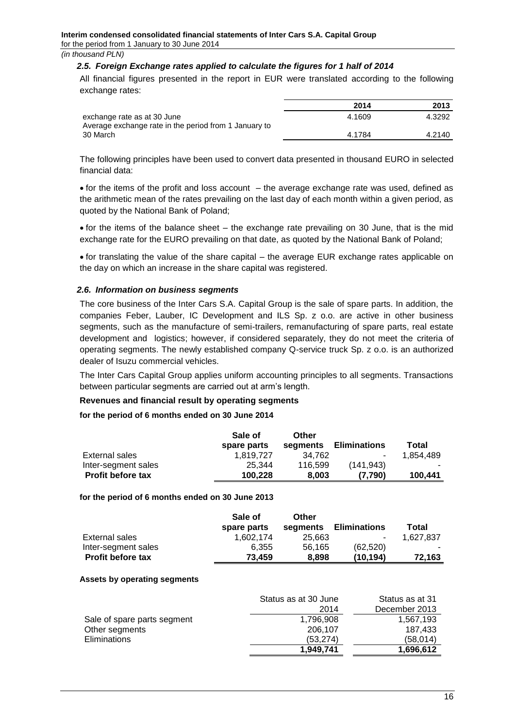### 2.5. Foreign Exchange rates applied to calculate the figures for 1 half of 2014

All financial figures presented in the report in EUR were translated according to the following exchange rates:

| | 2014 | 2013 |
|---|---|---|
| exchange rate as at 30 June | 4.1609 | 4.3292 |
| Average exchange rate in the period from 1 January to 30 March | 4.1784 | 4.2140 |

The following principles have been used to convert data presented in thousand EURO in selected financial data:

- for the items of the profit and loss account – the average exchange rate was used, defined as the arithmetic mean of the rates prevailing on the last day of each month within a given period, as quoted by the National Bank of Poland;
- for the items of the balance sheet – the exchange rate prevailing on 30 June, that is the mid exchange rate for the EURO prevailing on that date, as quoted by the National Bank of Poland;
- for translating the value of the share capital – the average EUR exchange rates applicable on the day on which an increase in the share capital was registered.

### 2.6. Information on business segments

The core business of the Inter Cars S.A. Capital Group is the sale of spare parts. In addition, the companies Feber, Lauber, IC Development and ILS Sp. z o.o. are active in other business segments, such as the manufacture of semi-trailers, remanufacturing of spare parts, real estate development and logistics; however, if considered separately, they do not meet the criteria of operating segments. The newly established company Q-service truck Sp. z o.o. is an authorized dealer of Isuzu commercial vehicles.

The Inter Cars Capital Group applies uniform accounting principles to all segments. Transactions between particular segments are carried out at arm's length.

**Revenues and financial result by operating segments**

**for the period of 6 months ended on 30 June 2014**

| | Sale of spare parts | Other segments | Eliminations | Total |
|---|---|---|---|---|
| External sales | 1,819,727 | 34,762 | - | 1,854,489 |
| Inter-segment sales | 25,344 | 116,599 | (141,943) | - |
| **Profit before tax** | **100,228** | **8,003** | **(7,790)** | **100,441** |

**for the period of 6 months ended on 30 June 2013**

| | Sale of spare parts | Other segments | Eliminations | Total |
|---|---|---|---|---|
| External sales | 1,602,174 | 25,663 | - | 1,627,837 |
| Inter-segment sales | 6,355 | 56,165 | (62,520) | - |
| **Profit before tax** | **73,459** | **8,898** | **(10,194)** | **72,163** |

**Assets by operating segments**

| | Status as at 30 June 2014 | Status as at 31 December 2013 |
|---|---|---|
| Sale of spare parts segment | 1,796,908 | 1,567,193 |
| Other segments | 206,107 | 187,433 |
| Eliminations | (53,274) | (58,014) |
| | **1,949,741** | **1,696,612** |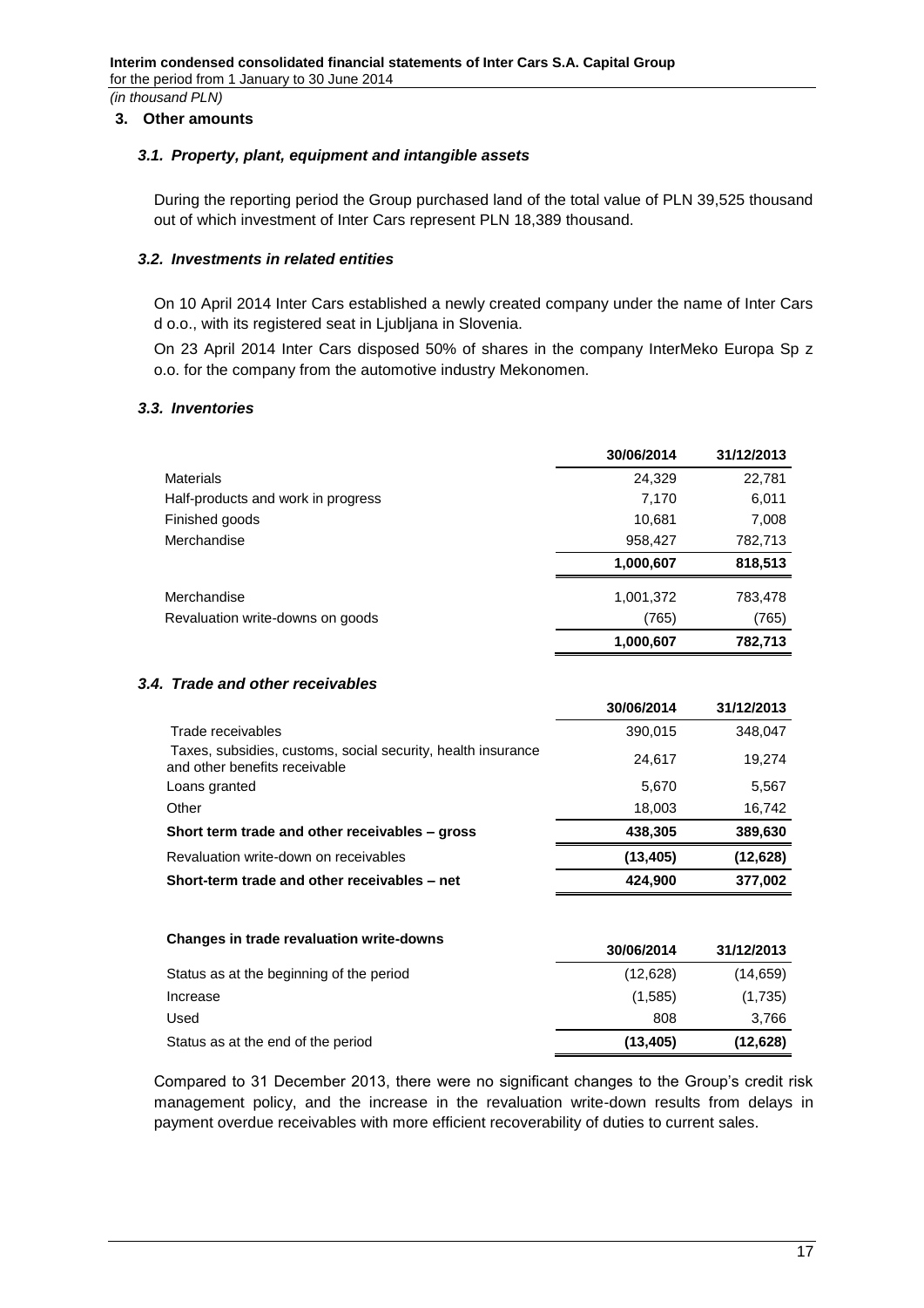## 3. Other amounts

### *3.1. Property, plant, equipment and intangible assets*

During the reporting period the Group purchased land of the total value of PLN 39,525 thousand out of which investment of Inter Cars represent PLN 18,389 thousand.

### *3.2. Investments in related entities*

On 10 April 2014 Inter Cars established a newly created company under the name of Inter Cars d o.o., with its registered seat in Ljubljana in Slovenia.

On 23 April 2014 Inter Cars disposed 50% of shares in the company InterMeko Europa Sp z o.o. for the company from the automotive industry Mekonomen.

### *3.3. Inventories*

| | 30/06/2014 | 31/12/2013 |
|---|---|---|
| Materials | 24,329 | 22,781 |
| Half-products and work in progress | 7,170 | 6,011 |
| Finished goods | 10,681 | 7,008 |
| Merchandise | 958,427 | 782,713 |
| | **1,000,607** | **818,513** |
| Merchandise | 1,001,372 | 783,478 |
| Revaluation write-downs on goods | (765) | (765) |
| | **1,000,607** | **782,713** |

### *3.4. Trade and other receivables*

| | 30/06/2014 | 31/12/2013 |
|---|---|---|
| Trade receivables | 390,015 | 348,047 |
| Taxes, subsidies, customs, social security, health insurance and other benefits receivable | 24,617 | 19,274 |
| Loans granted | 5,670 | 5,567 |
| Other | 18,003 | 16,742 |
| **Short term trade and other receivables – gross** | **438,305** | **389,630** |
| Revaluation write-down on receivables | **(13,405)** | **(12,628)** |
| **Short-term trade and other receivables – net** | **424,900** | **377,002** |

| **Changes in trade revaluation write-downs** | 30/06/2014 | 31/12/2013 |
|---|---|---|
| Status as at the beginning of the period | (12,628) | (14,659) |
| Increase | (1,585) | (1,735) |
| Used | 808 | 3,766 |
| Status as at the end of the period | **(13,405)** | **(12,628)** |

Compared to 31 December 2013, there were no significant changes to the Group's credit risk management policy, and the increase in the revaluation write-down results from delays in payment overdue receivables with more efficient recoverability of duties to current sales.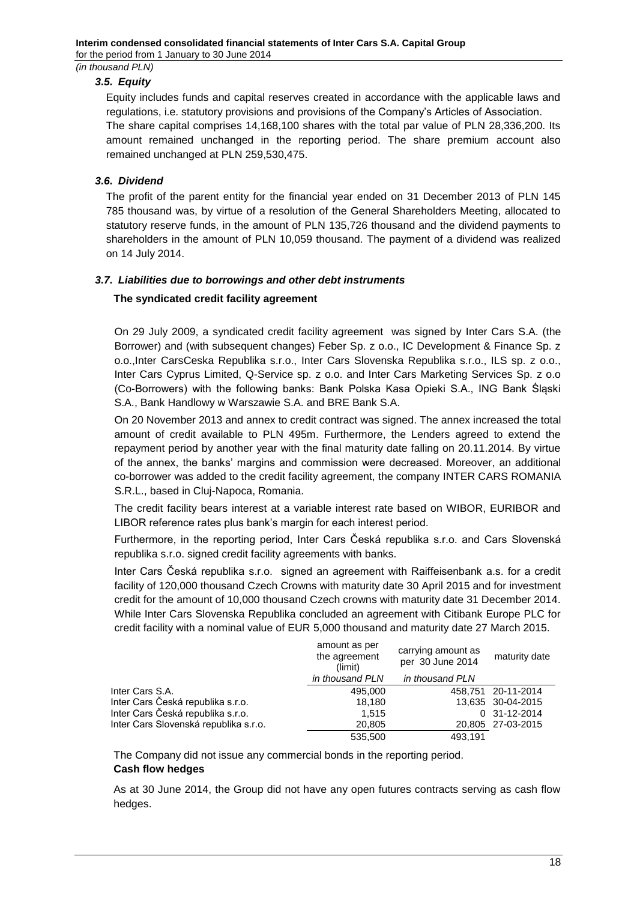### *3.5. Equity*

Equity includes funds and capital reserves created in accordance with the applicable laws and regulations, i.e. statutory provisions and provisions of the Company's Articles of Association. The share capital comprises 14,168,100 shares with the total par value of PLN 28,336,200. Its amount remained unchanged in the reporting period. The share premium account also remained unchanged at PLN 259,530,475.

### *3.6. Dividend*

The profit of the parent entity for the financial year ended on 31 December 2013 of PLN 145 785 thousand was, by virtue of a resolution of the General Shareholders Meeting, allocated to statutory reserve funds, in the amount of PLN 135,726 thousand and the dividend payments to shareholders in the amount of PLN 10,059 thousand. The payment of a dividend was realized on 14 July 2014.

### *3.7. Liabilities due to borrowings and other debt instruments*

**The syndicated credit facility agreement**

On 29 July 2009, a syndicated credit facility agreement was signed by Inter Cars S.A. (the Borrower) and (with subsequent changes) Feber Sp. z o.o., IC Development & Finance Sp. z o.o.,Inter CarsCeska Republika s.r.o., Inter Cars Slovenska Republika s.r.o., ILS sp. z o.o., Inter Cars Cyprus Limited, Q-Service sp. z o.o. and Inter Cars Marketing Services Sp. z o.o (Co-Borrowers) with the following banks: Bank Polska Kasa Opieki S.A., ING Bank Śląski S.A., Bank Handlowy w Warszawie S.A. and BRE Bank S.A.

On 20 November 2013 and annex to credit contract was signed. The annex increased the total amount of credit available to PLN 495m. Furthermore, the Lenders agreed to extend the repayment period by another year with the final maturity date falling on 20.11.2014. By virtue of the annex, the banks' margins and commission were decreased. Moreover, an additional co-borrower was added to the credit facility agreement, the company INTER CARS ROMANIA S.R.L., based in Cluj-Napoca, Romania.

The credit facility bears interest at a variable interest rate based on WIBOR, EURIBOR and LIBOR reference rates plus bank's margin for each interest period.

Furthermore, in the reporting period, Inter Cars Česká republika s.r.o. and Cars Slovenská republika s.r.o. signed credit facility agreements with banks.

Inter Cars Česká republika s.r.o. signed an agreement with Raiffeisenbank a.s. for a credit facility of 120,000 thousand Czech Crowns with maturity date 30 April 2015 and for investment credit for the amount of 10,000 thousand Czech crowns with maturity date 31 December 2014. While Inter Cars Slovenska Republika concluded an agreement with Citibank Europe PLC for credit facility with a nominal value of EUR 5,000 thousand and maturity date 27 March 2015.

| | amount as per the agreement (limit) | carrying amount as per 30 June 2014 | maturity date |
|---|---|---|---|
| | *in thousand PLN* | *in thousand PLN* | |
| Inter Cars S.A. | 495,000 | 458,751 | 20-11-2014 |
| Inter Cars Česká republika s.r.o. | 18,180 | 13,635 | 30-04-2015 |
| Inter Cars Česká republika s.r.o. | 1,515 | 0 | 31-12-2014 |
| Inter Cars Slovenská republika s.r.o. | 20,805 | 20,805 | 27-03-2015 |
| | 535,500 | 493,191 | |

The Company did not issue any commercial bonds in the reporting period.

**Cash flow hedges**

As at 30 June 2014, the Group did not have any open futures contracts serving as cash flow hedges.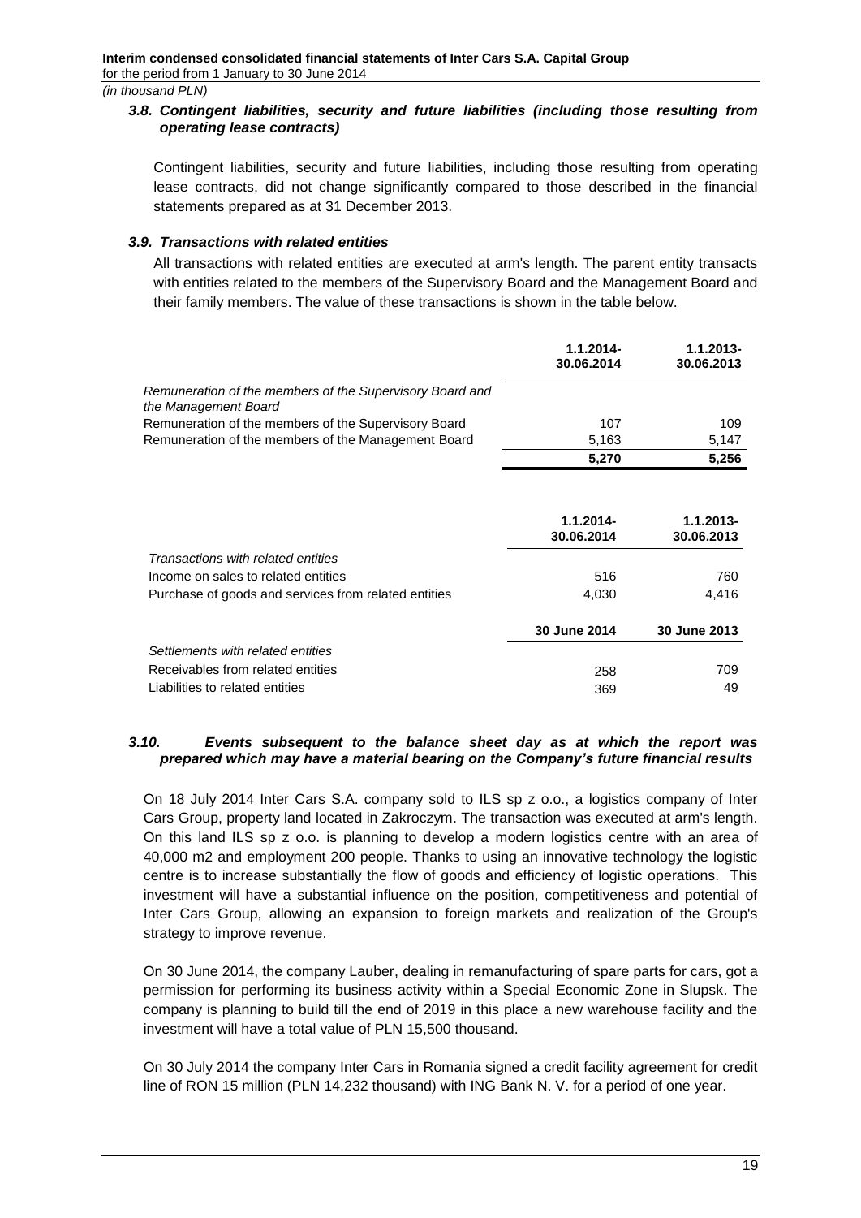### 3.8. *Contingent liabilities, security and future liabilities (including those resulting from operating lease contracts)*

Contingent liabilities, security and future liabilities, including those resulting from operating lease contracts, did not change significantly compared to those described in the financial statements prepared as at 31 December 2013.

### 3.9. *Transactions with related entities*

All transactions with related entities are executed at arm's length. The parent entity transacts with entities related to the members of the Supervisory Board and the Management Board and their family members. The value of these transactions is shown in the table below.

| | 1.1.2014-30.06.2014 | 1.1.2013-30.06.2013 |
|---|---|---|
| *Remuneration of the members of the Supervisory Board and the Management Board* | | |
| Remuneration of the members of the Supervisory Board | 107 | 109 |
| Remuneration of the members of the Management Board | 5,163 | 5,147 |
| | **5,270** | **5,256** |

| | 1.1.2014-30.06.2014 | 1.1.2013-30.06.2013 |
|---|---|---|
| *Transactions with related entities* | | |
| Income on sales to related entities | 516 | 760 |
| Purchase of goods and services from related entities | 4,030 | 4,416 |
| | **30 June 2014** | **30 June 2013** |
| *Settlements with related entities* | | |
| Receivables from related entities | 258 | 709 |
| Liabilities to related entities | 369 | 49 |

### 3.10. *Events subsequent to the balance sheet day as at which the report was prepared which may have a material bearing on the Company's future financial results*

On 18 July 2014 Inter Cars S.A. company sold to ILS sp z o.o., a logistics company of Inter Cars Group, property land located in Zakroczym. The transaction was executed at arm's length. On this land ILS sp z o.o. is planning to develop a modern logistics centre with an area of 40,000 m2 and employment 200 people. Thanks to using an innovative technology the logistic centre is to increase substantially the flow of goods and efficiency of logistic operations. This investment will have a substantial influence on the position, competitiveness and potential of Inter Cars Group, allowing an expansion to foreign markets and realization of the Group's strategy to improve revenue.

On 30 June 2014, the company Lauber, dealing in remanufacturing of spare parts for cars, got a permission for performing its business activity within a Special Economic Zone in Slupsk. The company is planning to build till the end of 2019 in this place a new warehouse facility and the investment will have a total value of PLN 15,500 thousand.

On 30 July 2014 the company Inter Cars in Romania signed a credit facility agreement for credit line of RON 15 million (PLN 14,232 thousand) with ING Bank N. V. for a period of one year.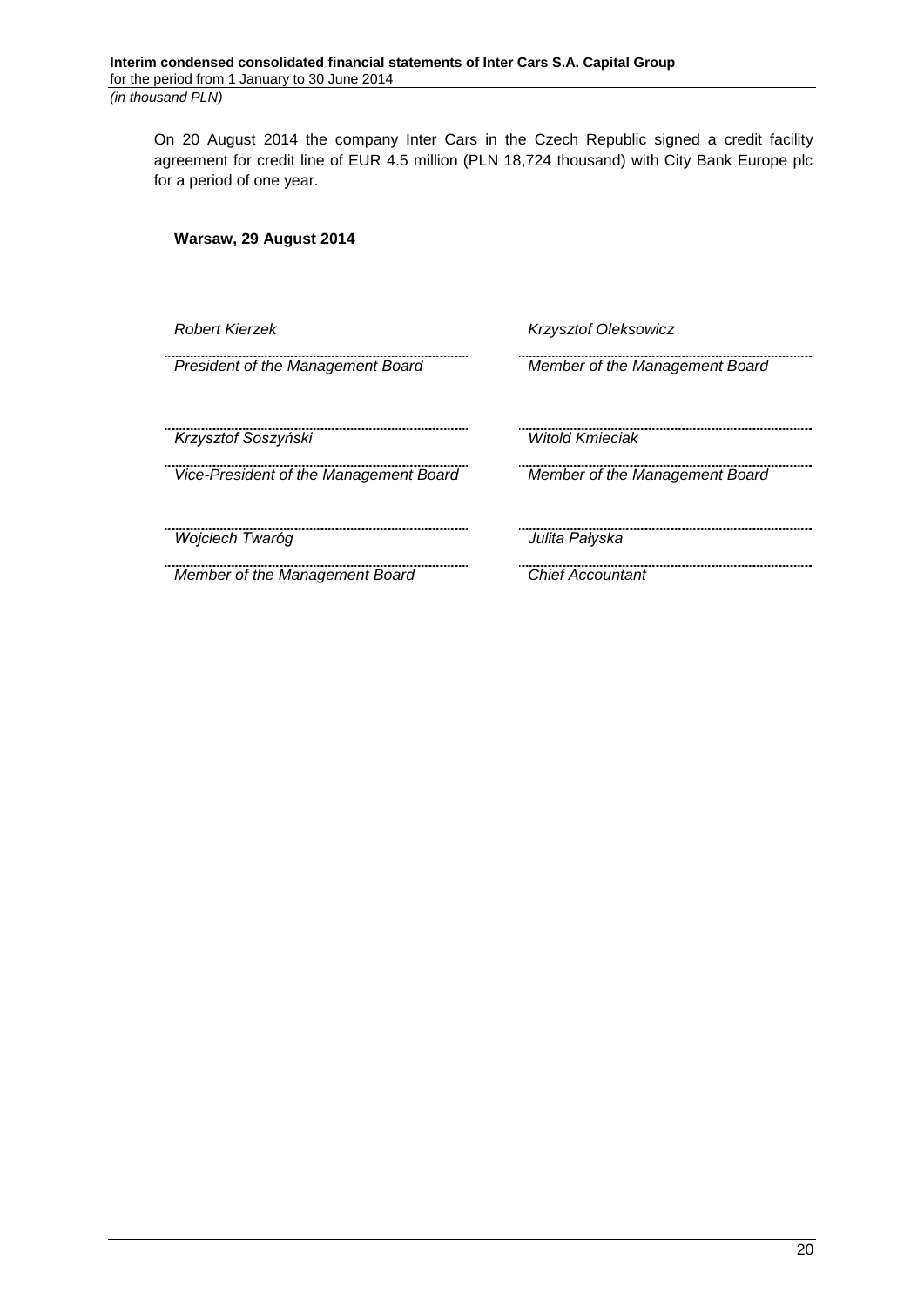On 20 August 2014 the company Inter Cars in the Czech Republic signed a credit facility agreement for credit line of EUR 4.5 million (PLN 18,724 thousand) with City Bank Europe plc for a period of one year.

**Warsaw, 29 August 2014**

| | |
|---|---|
| *Robert Kierzek* | *Krzysztof Oleksowicz* |
| *President of the Management Board* | *Member of the Management Board* |
| *Krzysztof Soszyński* | *Witold Kmieciak* |
| *Vice-President of the Management Board* | *Member of the Management Board* |
| *Wojciech Twaróg* | *Julita Pałyska* |
| *Member of the Management Board* | *Chief Accountant* |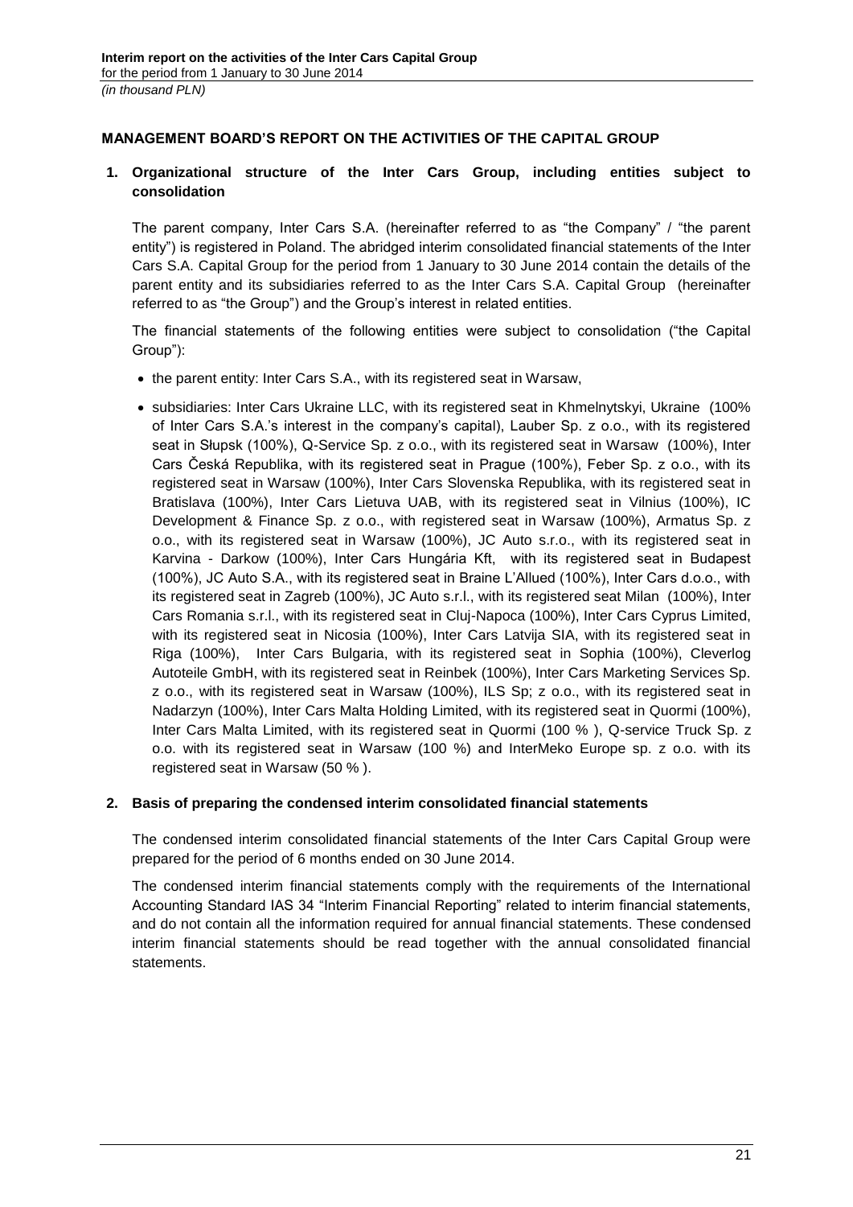## MANAGEMENT BOARD'S REPORT ON THE ACTIVITIES OF THE CAPITAL GROUP

### 1. Organizational structure of the Inter Cars Group, including entities subject to consolidation

The parent company, Inter Cars S.A. (hereinafter referred to as "the Company" / "the parent entity") is registered in Poland. The abridged interim consolidated financial statements of the Inter Cars S.A. Capital Group for the period from 1 January to 30 June 2014 contain the details of the parent entity and its subsidiaries referred to as the Inter Cars S.A. Capital Group (hereinafter referred to as "the Group") and the Group's interest in related entities.

The financial statements of the following entities were subject to consolidation ("the Capital Group"):

- the parent entity: Inter Cars S.A., with its registered seat in Warsaw,
- subsidiaries: Inter Cars Ukraine LLC, with its registered seat in Khmelnytskyi, Ukraine (100% of Inter Cars S.A.'s interest in the company's capital), Lauber Sp. z o.o., with its registered seat in Słupsk (100%), Q-Service Sp. z o.o., with its registered seat in Warsaw (100%), Inter Cars Česká Republika, with its registered seat in Prague (100%), Feber Sp. z o.o., with its registered seat in Warsaw (100%), Inter Cars Slovenska Republika, with its registered seat in Bratislava (100%), Inter Cars Lietuva UAB, with its registered seat in Vilnius (100%), IC Development & Finance Sp. z o.o., with registered seat in Warsaw (100%), Armatus Sp. z o.o., with its registered seat in Warsaw (100%), JC Auto s.r.o., with its registered seat in Karvina - Darkow (100%), Inter Cars Hungária Kft, with its registered seat in Budapest (100%), JC Auto S.A., with its registered seat in Braine L'Allued (100%), Inter Cars d.o.o., with its registered seat in Zagreb (100%), JC Auto s.r.l., with its registered seat Milan (100%), Inter Cars Romania s.r.l., with its registered seat in Cluj-Napoca (100%), Inter Cars Cyprus Limited, with its registered seat in Nicosia (100%), Inter Cars Latvija SIA, with its registered seat in Riga (100%), Inter Cars Bulgaria, with its registered seat in Sophia (100%), Cleverlog Autoteile GmbH, with its registered seat in Reinbek (100%), Inter Cars Marketing Services Sp. z o.o., with its registered seat in Warsaw (100%), ILS Sp; z o.o., with its registered seat in Nadarzyn (100%), Inter Cars Malta Holding Limited, with its registered seat in Quormi (100%), Inter Cars Malta Limited, with its registered seat in Quormi (100 % ), Q-service Truck Sp. z o.o. with its registered seat in Warsaw (100 %) and InterMeko Europe sp. z o.o. with its registered seat in Warsaw (50 % ).

### 2. Basis of preparing the condensed interim consolidated financial statements

The condensed interim consolidated financial statements of the Inter Cars Capital Group were prepared for the period of 6 months ended on 30 June 2014.

The condensed interim financial statements comply with the requirements of the International Accounting Standard IAS 34 "Interim Financial Reporting" related to interim financial statements, and do not contain all the information required for annual financial statements. These condensed interim financial statements should be read together with the annual consolidated financial statements.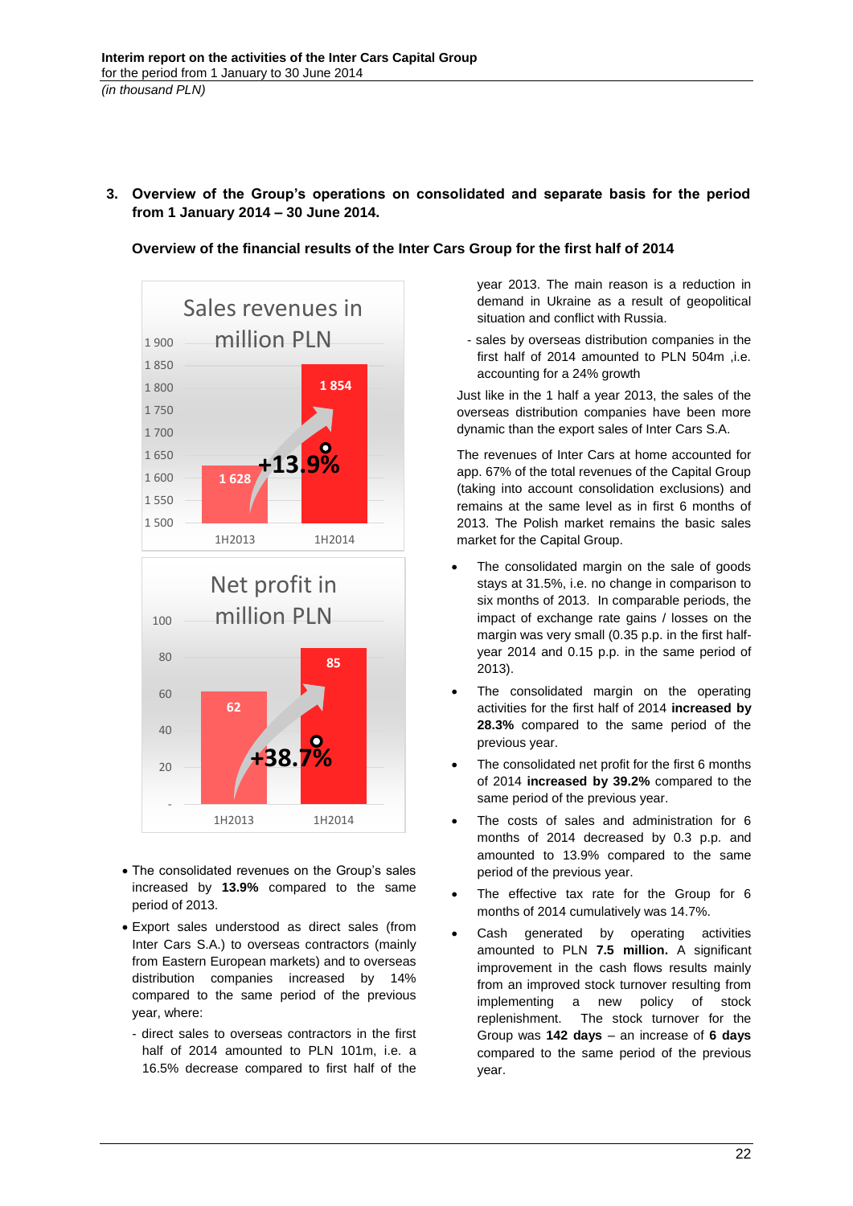## 3. Overview of the Group's operations on consolidated and separate basis for the period from 1 January 2014 – 30 June 2014.

### Overview of the financial results of the Inter Cars Group for the first half of 2014

Sales revenues in million PLN

| | 1H2013 | 1H2014 |
|---|---|---|
| Sales revenues | 1 628 | 1 854 |

+13.9%

Net profit in million PLN

| | 1H2013 | 1H2014 |
|---|---|---|
| Net profit | 62 | 85 |

+38.7%

- The consolidated revenues on the Group's sales increased by **13.9%** compared to the same period of 2013.
- Export sales understood as direct sales (from Inter Cars S.A.) to overseas contractors (mainly from Eastern European markets) and to overseas distribution companies increased by 14% compared to the same period of the previous year, where:
  - direct sales to overseas contractors in the first half of 2014 amounted to PLN 101m, i.e. a 16.5% decrease compared to first half of the year 2013. The main reason is a reduction in demand in Ukraine as a result of geopolitical situation and conflict with Russia.
  - sales by overseas distribution companies in the first half of 2014 amounted to PLN 504m ,i.e. accounting for a 24% growth

Just like in the 1 half a year 2013, the sales of the overseas distribution companies have been more dynamic than the export sales of Inter Cars S.A.

The revenues of Inter Cars at home accounted for app. 67% of the total revenues of the Capital Group (taking into account consolidation exclusions) and remains at the same level as in first 6 months of 2013. The Polish market remains the basic sales market for the Capital Group.

- The consolidated margin on the sale of goods stays at 31.5%, i.e. no change in comparison to six months of 2013. In comparable periods, the impact of exchange rate gains / losses on the margin was very small (0.35 p.p. in the first half-year 2014 and 0.15 p.p. in the same period of 2013).
- The consolidated margin on the operating activities for the first half of 2014 **increased by 28.3%** compared to the same period of the previous year.
- The consolidated net profit for the first 6 months of 2014 **increased by 39.2%** compared to the same period of the previous year.
- The costs of sales and administration for 6 months of 2014 decreased by 0.3 p.p. and amounted to 13.9% compared to the same period of the previous year.
- The effective tax rate for the Group for 6 months of 2014 cumulatively was 14.7%.
- Cash generated by operating activities amounted to PLN **7.5 million.** A significant improvement in the cash flows results mainly from an improved stock turnover resulting from implementing a new policy of stock replenishment. The stock turnover for the Group was **142 days** – an increase of **6 days** compared to the same period of the previous year.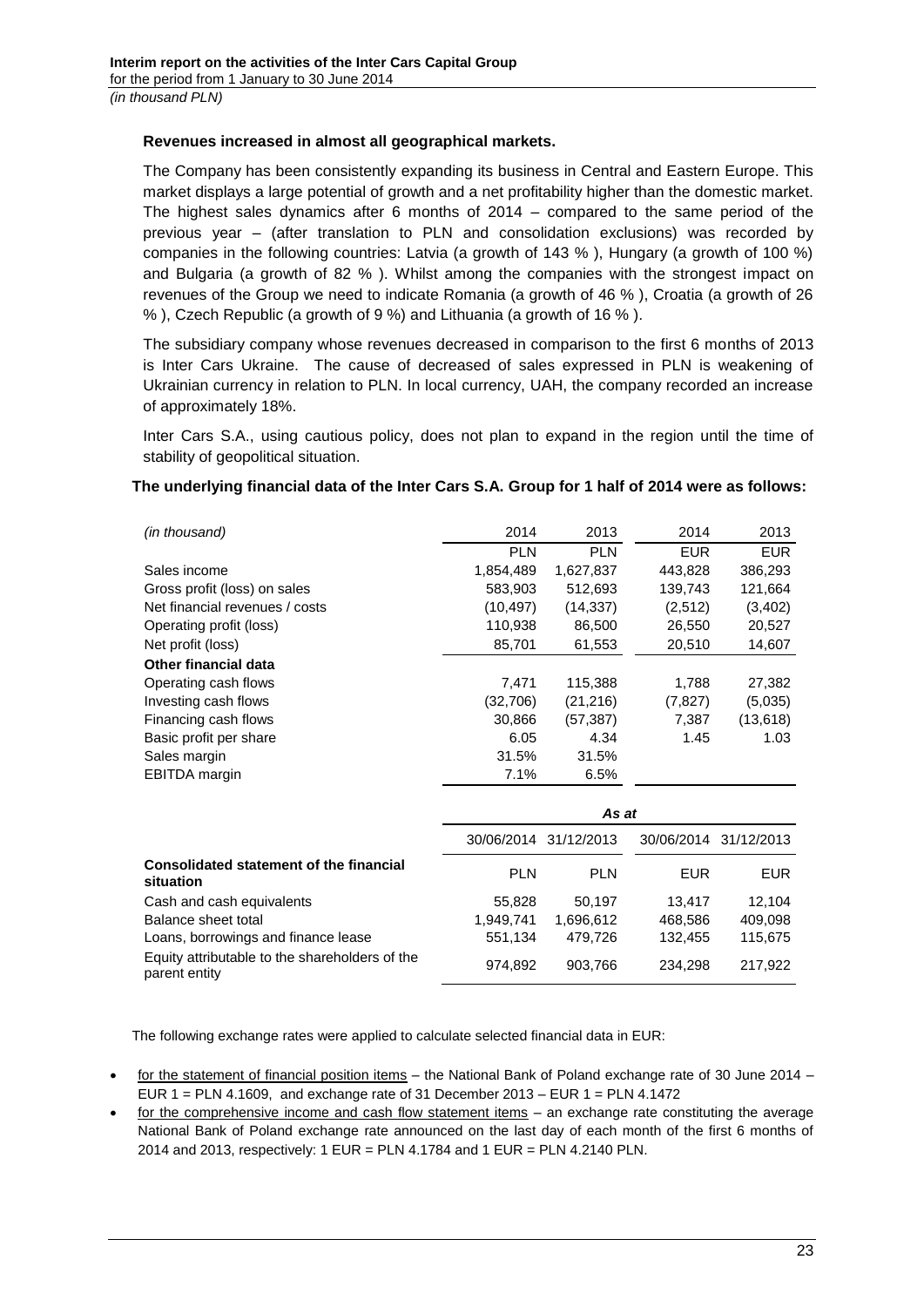**Revenues increased in almost all geographical markets.**

The Company has been consistently expanding its business in Central and Eastern Europe. This market displays a large potential of growth and a net profitability higher than the domestic market. The highest sales dynamics after 6 months of 2014 – compared to the same period of the previous year – (after translation to PLN and consolidation exclusions) was recorded by companies in the following countries: Latvia (a growth of 143 % ), Hungary (a growth of 100 %) and Bulgaria (a growth of 82 % ). Whilst among the companies with the strongest impact on revenues of the Group we need to indicate Romania (a growth of 46 % ), Croatia (a growth of 26 % ), Czech Republic (a growth of 9 %) and Lithuania (a growth of 16 % ).

The subsidiary company whose revenues decreased in comparison to the first 6 months of 2013 is Inter Cars Ukraine. The cause of decreased of sales expressed in PLN is weakening of Ukrainian currency in relation to PLN. In local currency, UAH, the company recorded an increase of approximately 18%.

Inter Cars S.A., using cautious policy, does not plan to expand in the region until the time of stability of geopolitical situation.

**The underlying financial data of the Inter Cars S.A. Group for 1 half of 2014 were as follows:**

| *(in thousand)* | 2014 | 2013 | 2014 | 2013 |
|---|---|---|---|---|
| | PLN | PLN | EUR | EUR |
| Sales income | 1,854,489 | 1,627,837 | 443,828 | 386,293 |
| Gross profit (loss) on sales | 583,903 | 512,693 | 139,743 | 121,664 |
| Net financial revenues / costs | (10,497) | (14,337) | (2,512) | (3,402) |
| Operating profit (loss) | 110,938 | 86,500 | 26,550 | 20,527 |
| Net profit (loss) | 85,701 | 61,553 | 20,510 | 14,607 |
| **Other financial data** | | | | |
| Operating cash flows | 7,471 | 115,388 | 1,788 | 27,382 |
| Investing cash flows | (32,706) | (21,216) | (7,827) | (5,035) |
| Financing cash flows | 30,866 | (57,387) | 7,387 | (13,618) |
| Basic profit per share | 6.05 | 4.34 | 1.45 | 1.03 |
| Sales margin | 31.5% | 31.5% | | |
| EBITDA margin | 7.1% | 6.5% | | |

| | *As at* | | | |
|---|---|---|---|---|
| | 30/06/2014 | 31/12/2013 | 30/06/2014 | 31/12/2013 |
| **Consolidated statement of the financial situation** | PLN | PLN | EUR | EUR |
| Cash and cash equivalents | 55,828 | 50,197 | 13,417 | 12,104 |
| Balance sheet total | 1,949,741 | 1,696,612 | 468,586 | 409,098 |
| Loans, borrowings and finance lease | 551,134 | 479,726 | 132,455 | 115,675 |
| Equity attributable to the shareholders of the parent entity | 974,892 | 903,766 | 234,298 | 217,922 |

The following exchange rates were applied to calculate selected financial data in EUR:

- for the statement of financial position items – the National Bank of Poland exchange rate of 30 June 2014 – EUR 1 = PLN 4.1609, and exchange rate of 31 December 2013 – EUR 1 = PLN 4.1472
- for the comprehensive income and cash flow statement items – an exchange rate constituting the average National Bank of Poland exchange rate announced on the last day of each month of the first 6 months of 2014 and 2013, respectively: 1 EUR = PLN 4.1784 and 1 EUR = PLN 4.2140 PLN.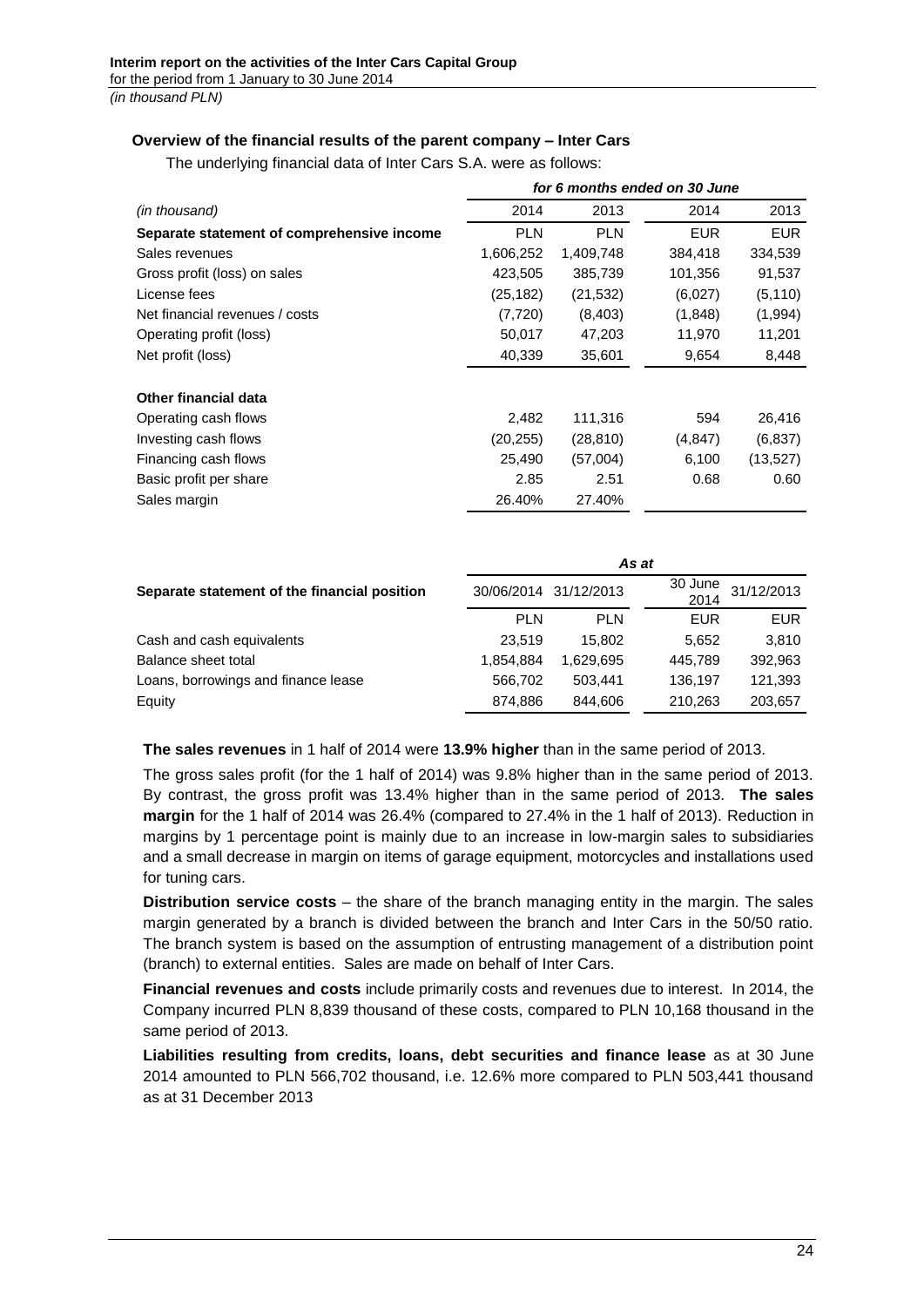### Overview of the financial results of the parent company – Inter Cars

The underlying financial data of Inter Cars S.A. were as follows:

| | *for 6 months ended on 30 June* | | | |
|---|---|---|---|---|
| *(in thousand)* | 2014 | 2013 | 2014 | 2013 |
| **Separate statement of comprehensive income** | PLN | PLN | EUR | EUR |
| Sales revenues | 1,606,252 | 1,409,748 | 384,418 | 334,539 |
| Gross profit (loss) on sales | 423,505 | 385,739 | 101,356 | 91,537 |
| License fees | (25,182) | (21,532) | (6,027) | (5,110) |
| Net financial revenues / costs | (7,720) | (8,403) | (1,848) | (1,994) |
| Operating profit (loss) | 50,017 | 47,203 | 11,970 | 11,201 |
| Net profit (loss) | 40,339 | 35,601 | 9,654 | 8,448 |
| **Other financial data** | | | | |
| Operating cash flows | 2,482 | 111,316 | 594 | 26,416 |
| Investing cash flows | (20,255) | (28,810) | (4,847) | (6,837) |
| Financing cash flows | 25,490 | (57,004) | 6,100 | (13,527) |
| Basic profit per share | 2.85 | 2.51 | 0.68 | 0.60 |
| Sales margin | 26.40% | 27.40% | | |

| | *As at* | | | |
|---|---|---|---|---|
| **Separate statement of the financial position** | 30/06/2014 | 31/12/2013 | 30 June 2014 | 31/12/2013 |
| | PLN | PLN | EUR | EUR |
| Cash and cash equivalents | 23,519 | 15,802 | 5,652 | 3,810 |
| Balance sheet total | 1,854,884 | 1,629,695 | 445,789 | 392,963 |
| Loans, borrowings and finance lease | 566,702 | 503,441 | 136,197 | 121,393 |
| Equity | 874,886 | 844,606 | 210,263 | 203,657 |

**The sales revenues** in 1 half of 2014 were **13.9% higher** than in the same period of 2013.

The gross sales profit (for the 1 half of 2014) was 9.8% higher than in the same period of 2013. By contrast, the gross profit was 13.4% higher than in the same period of 2013. **The sales margin** for the 1 half of 2014 was 26.4% (compared to 27.4% in the 1 half of 2013). Reduction in margins by 1 percentage point is mainly due to an increase in low-margin sales to subsidiaries and a small decrease in margin on items of garage equipment, motorcycles and installations used for tuning cars.

**Distribution service costs** – the share of the branch managing entity in the margin. The sales margin generated by a branch is divided between the branch and Inter Cars in the 50/50 ratio. The branch system is based on the assumption of entrusting management of a distribution point (branch) to external entities. Sales are made on behalf of Inter Cars.

**Financial revenues and costs** include primarily costs and revenues due to interest. In 2014, the Company incurred PLN 8,839 thousand of these costs, compared to PLN 10,168 thousand in the same period of 2013.

**Liabilities resulting from credits, loans, debt securities and finance lease** as at 30 June 2014 amounted to PLN 566,702 thousand, i.e. 12.6% more compared to PLN 503,441 thousand as at 31 December 2013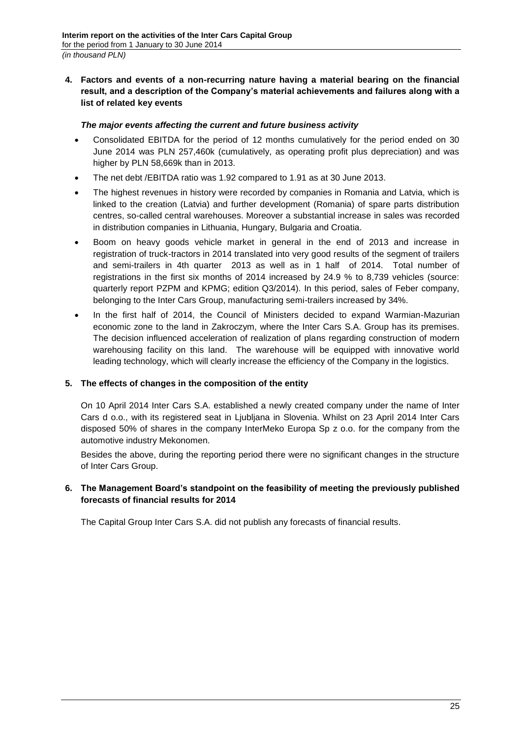**4. Factors and events of a non-recurring nature having a material bearing on the financial result, and a description of the Company's material achievements and failures along with a list of related key events**

***The major events affecting the current and future business activity***

- Consolidated EBITDA for the period of 12 months cumulatively for the period ended on 30 June 2014 was PLN 257,460k (cumulatively, as operating profit plus depreciation) and was higher by PLN 58,669k than in 2013.
- The net debt /EBITDA ratio was 1.92 compared to 1.91 as at 30 June 2013.
- The highest revenues in history were recorded by companies in Romania and Latvia, which is linked to the creation (Latvia) and further development (Romania) of spare parts distribution centres, so-called central warehouses. Moreover a substantial increase in sales was recorded in distribution companies in Lithuania, Hungary, Bulgaria and Croatia.
- Boom on heavy goods vehicle market in general in the end of 2013 and increase in registration of truck-tractors in 2014 translated into very good results of the segment of trailers and semi-trailers in 4th quarter 2013 as well as in 1 half of 2014. Total number of registrations in the first six months of 2014 increased by 24.9 % to 8,739 vehicles (source: quarterly report PZPM and KPMG; edition Q3/2014). In this period, sales of Feber company, belonging to the Inter Cars Group, manufacturing semi-trailers increased by 34%.
- In the first half of 2014, the Council of Ministers decided to expand Warmian-Mazurian economic zone to the land in Zakroczym, where the Inter Cars S.A. Group has its premises. The decision influenced acceleration of realization of plans regarding construction of modern warehousing facility on this land. The warehouse will be equipped with innovative world leading technology, which will clearly increase the efficiency of the Company in the logistics.

**5. The effects of changes in the composition of the entity**

On 10 April 2014 Inter Cars S.A. established a newly created company under the name of Inter Cars d o.o., with its registered seat in Ljubljana in Slovenia. Whilst on 23 April 2014 Inter Cars disposed 50% of shares in the company InterMeko Europa Sp z o.o. for the company from the automotive industry Mekonomen.

Besides the above, during the reporting period there were no significant changes in the structure of Inter Cars Group.

**6. The Management Board's standpoint on the feasibility of meeting the previously published forecasts of financial results for 2014**

The Capital Group Inter Cars S.A. did not publish any forecasts of financial results.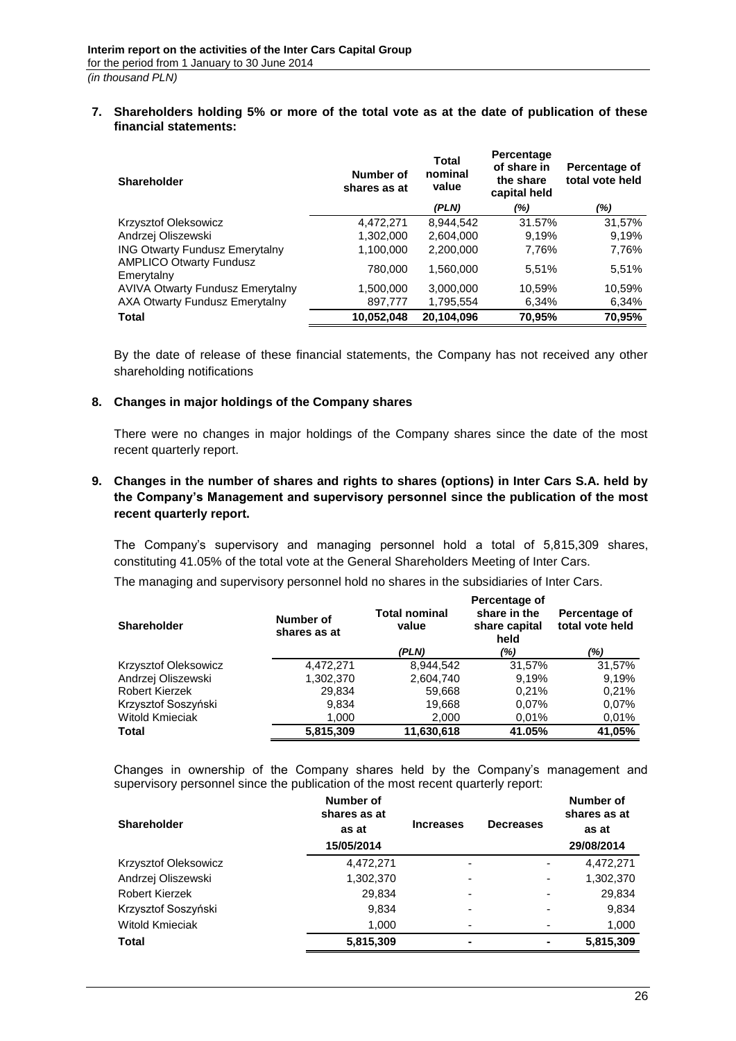## 7. Shareholders holding 5% or more of the total vote as at the date of publication of these financial statements:

| Shareholder | Number of shares as at | Total nominal value | Percentage of share in the share capital held | Percentage of total vote held |
|---|---|---|---|---|
| | | *(PLN)* | *(%)* | *(%)* |
| Krzysztof Oleksowicz | 4,472,271 | 8,944,542 | 31.57% | 31,57% |
| Andrzej Oliszewski | 1,302,000 | 2,604,000 | 9,19% | 9,19% |
| ING Otwarty Fundusz Emerytalny | 1,100,000 | 2,200,000 | 7,76% | 7,76% |
| AMPLICO Otwarty Fundusz Emerytalny | 780,000 | 1,560,000 | 5,51% | 5,51% |
| AVIVA Otwarty Fundusz Emerytalny | 1,500,000 | 3,000,000 | 10,59% | 10,59% |
| AXA Otwarty Fundusz Emerytalny | 897,777 | 1,795,554 | 6,34% | 6,34% |
| **Total** | **10,052,048** | **20,104,096** | **70,95%** | **70,95%** |

By the date of release of these financial statements, the Company has not received any other shareholding notifications

## 8. Changes in major holdings of the Company shares

There were no changes in major holdings of the Company shares since the date of the most recent quarterly report.

## 9. Changes in the number of shares and rights to shares (options) in Inter Cars S.A. held by the Company's Management and supervisory personnel since the publication of the most recent quarterly report.

The Company's supervisory and managing personnel hold a total of 5,815,309 shares, constituting 41.05% of the total vote at the General Shareholders Meeting of Inter Cars.

The managing and supervisory personnel hold no shares in the subsidiaries of Inter Cars.

| Shareholder | Number of shares as at | Total nominal value | Percentage of share in the share capital held | Percentage of total vote held |
|---|---|---|---|---|
| | | *(PLN)* | *(%)* | *(%)* |
| Krzysztof Oleksowicz | 4,472,271 | 8,944,542 | 31,57% | 31,57% |
| Andrzej Oliszewski | 1,302,370 | 2,604,740 | 9,19% | 9,19% |
| Robert Kierzek | 29,834 | 59,668 | 0,21% | 0,21% |
| Krzysztof Soszyński | 9,834 | 19,668 | 0,07% | 0,07% |
| Witold Kmieciak | 1,000 | 2,000 | 0,01% | 0,01% |
| **Total** | **5,815,309** | **11,630,618** | **41.05%** | **41,05%** |

Changes in ownership of the Company shares held by the Company's management and supervisory personnel since the publication of the most recent quarterly report:

| Shareholder | Number of shares as at as at 15/05/2014 | Increases | Decreases | Number of shares as at as at 29/08/2014 |
|---|---|---|---|---|
| Krzysztof Oleksowicz | 4,472,271 | - | - | 4,472,271 |
| Andrzej Oliszewski | 1,302,370 | - | - | 1,302,370 |
| Robert Kierzek | 29,834 | - | - | 29,834 |
| Krzysztof Soszyński | 9,834 | - | - | 9,834 |
| Witold Kmieciak | 1,000 | - | - | 1,000 |
| **Total** | **5,815,309** | **-** | **-** | **5,815,309** |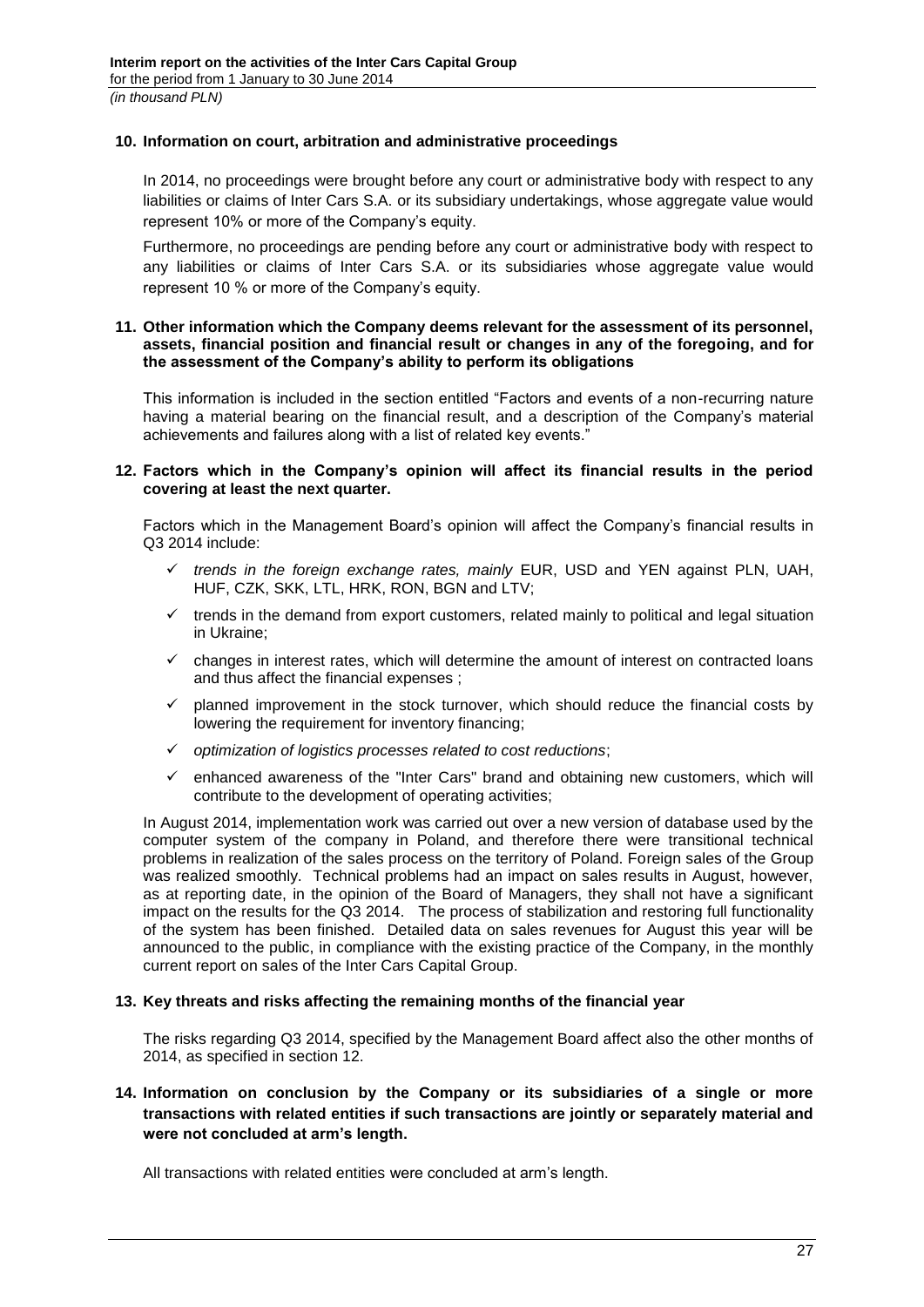## 10. Information on court, arbitration and administrative proceedings

In 2014, no proceedings were brought before any court or administrative body with respect to any liabilities or claims of Inter Cars S.A. or its subsidiary undertakings, whose aggregate value would represent 10% or more of the Company's equity.

Furthermore, no proceedings are pending before any court or administrative body with respect to any liabilities or claims of Inter Cars S.A. or its subsidiaries whose aggregate value would represent 10 % or more of the Company's equity.

## 11. Other information which the Company deems relevant for the assessment of its personnel, assets, financial position and financial result or changes in any of the foregoing, and for the assessment of the Company's ability to perform its obligations

This information is included in the section entitled "Factors and events of a non-recurring nature having a material bearing on the financial result, and a description of the Company's material achievements and failures along with a list of related key events."

## 12. Factors which in the Company's opinion will affect its financial results in the period covering at least the next quarter.

Factors which in the Management Board's opinion will affect the Company's financial results in Q3 2014 include:

- ✓ *trends in the foreign exchange rates, mainly* EUR, USD and YEN against PLN, UAH, HUF, CZK, SKK, LTL, HRK, RON, BGN and LTV;
- ✓ trends in the demand from export customers, related mainly to political and legal situation in Ukraine;
- ✓ changes in interest rates, which will determine the amount of interest on contracted loans and thus affect the financial expenses ;
- ✓ planned improvement in the stock turnover, which should reduce the financial costs by lowering the requirement for inventory financing;
- ✓ *optimization of logistics processes related to cost reductions*;
- ✓ enhanced awareness of the "Inter Cars" brand and obtaining new customers, which will contribute to the development of operating activities;

In August 2014, implementation work was carried out over a new version of database used by the computer system of the company in Poland, and therefore there were transitional technical problems in realization of the sales process on the territory of Poland. Foreign sales of the Group was realized smoothly. Technical problems had an impact on sales results in August, however, as at reporting date, in the opinion of the Board of Managers, they shall not have a significant impact on the results for the Q3 2014. The process of stabilization and restoring full functionality of the system has been finished. Detailed data on sales revenues for August this year will be announced to the public, in compliance with the existing practice of the Company, in the monthly current report on sales of the Inter Cars Capital Group.

## 13. Key threats and risks affecting the remaining months of the financial year

The risks regarding Q3 2014, specified by the Management Board affect also the other months of 2014, as specified in section 12.

## 14. Information on conclusion by the Company or its subsidiaries of a single or more transactions with related entities if such transactions are jointly or separately material and were not concluded at arm's length.

All transactions with related entities were concluded at arm's length.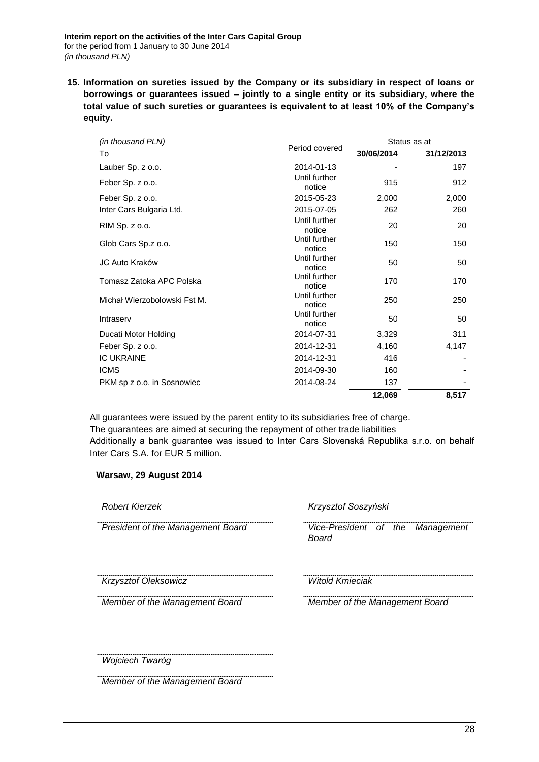**15. Information on sureties issued by the Company or its subsidiary in respect of loans or borrowings or guarantees issued – jointly to a single entity or its subsidiary, where the total value of such sureties or guarantees is equivalent to at least 10% of the Company's equity.**

| *(in thousand PLN)* To | Period covered | Status as at 30/06/2014 | 31/12/2013 |
|---|---|---|---|
| Lauber Sp. z o.o. | 2014-01-13 | - | 197 |
| Feber Sp. z o.o. | Until further notice | 915 | 912 |
| Feber Sp. z o.o. | 2015-05-23 | 2,000 | 2,000 |
| Inter Cars Bulgaria Ltd. | 2015-07-05 | 262 | 260 |
| RIM Sp. z o.o. | Until further notice | 20 | 20 |
| Glob Cars Sp.z o.o. | Until further notice | 150 | 150 |
| JC Auto Kraków | Until further notice | 50 | 50 |
| Tomasz Zatoka APC Polska | Until further notice | 170 | 170 |
| Michał Wierzobolowski Fst M. | Until further notice | 250 | 250 |
| Intraserv | Until further notice | 50 | 50 |
| Ducati Motor Holding | 2014-07-31 | 3,329 | 311 |
| Feber Sp. z o.o. | 2014-12-31 | 4,160 | 4,147 |
| IC UKRAINE | 2014-12-31 | 416 | - |
| ICMS | 2014-09-30 | 160 | - |
| PKM sp z o.o. in Sosnowiec | 2014-08-24 | 137 | - |
| | | **12,069** | **8,517** |

All guarantees were issued by the parent entity to its subsidiaries free of charge.
The guarantees are aimed at securing the repayment of other trade liabilities
Additionally a bank guarantee was issued to Inter Cars Slovenská Republika s.r.o. on behalf Inter Cars S.A. for EUR 5 million.

**Warsaw, 29 August 2014**

| | |
|---|---|
| *Robert Kierzek* | *Krzysztof Soszyński* |
| *President of the Management Board* | *Vice-President of the Management Board* |
| *Krzysztof Oleksowicz* | *Witold Kmieciak* |
| *Member of the Management Board* | *Member of the Management Board* |
| *Wojciech Twaróg* | |
| *Member of the Management Board* | |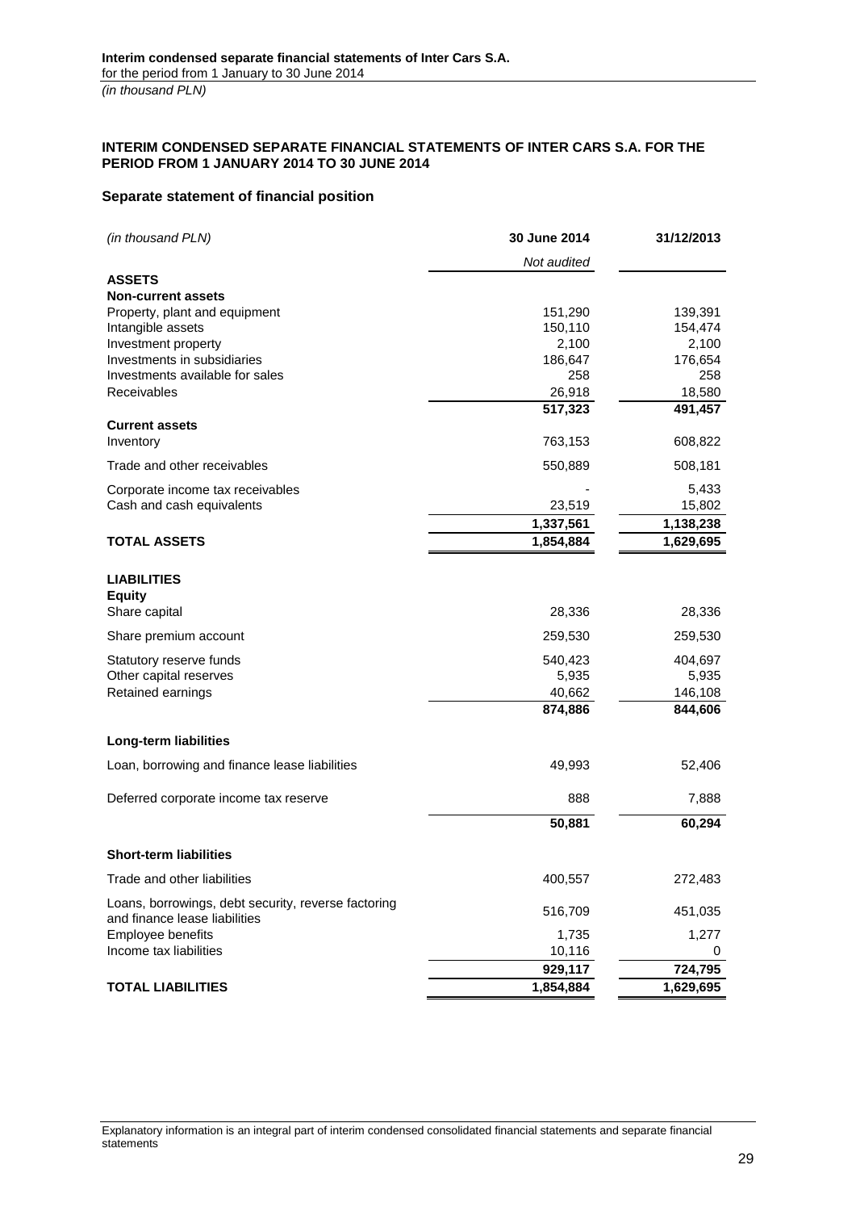## INTERIM CONDENSED SEPARATE FINANCIAL STATEMENTS OF INTER CARS S.A. FOR THE PERIOD FROM 1 JANUARY 2014 TO 30 JUNE 2014

### Separate statement of financial position

| *(in thousand PLN)* | 30 June 2014 | 31/12/2013 |
|---|---|---|
| | *Not audited* | |
| **ASSETS** | | |
| **Non-current assets** | | |
| Property, plant and equipment | 151,290 | 139,391 |
| Intangible assets | 150,110 | 154,474 |
| Investment property | 2,100 | 2,100 |
| Investments in subsidiaries | 186,647 | 176,654 |
| Investments available for sales | 258 | 258 |
| Receivables | 26,918 | 18,580 |
| | **517,323** | **491,457** |
| **Current assets** | | |
| Inventory | 763,153 | 608,822 |
| Trade and other receivables | 550,889 | 508,181 |
| Corporate income tax receivables | - | 5,433 |
| Cash and cash equivalents | 23,519 | 15,802 |
| | **1,337,561** | **1,138,238** |
| **TOTAL ASSETS** | **1,854,884** | **1,629,695** |
| | | |
| **LIABILITIES** | | |
| **Equity** | | |
| Share capital | 28,336 | 28,336 |
| Share premium account | 259,530 | 259,530 |
| Statutory reserve funds | 540,423 | 404,697 |
| Other capital reserves | 5,935 | 5,935 |
| Retained earnings | 40,662 | 146,108 |
| | **874,886** | **844,606** |
| **Long-term liabilities** | | |
| Loan, borrowing and finance lease liabilities | 49,993 | 52,406 |
| Deferred corporate income tax reserve | 888 | 7,888 |
| | **50,881** | **60,294** |
| **Short-term liabilities** | | |
| Trade and other liabilities | 400,557 | 272,483 |
| Loans, borrowings, debt security, reverse factoring and finance lease liabilities | 516,709 | 451,035 |
| Employee benefits | 1,735 | 1,277 |
| Income tax liabilities | 10,116 | 0 |
| | **929,117** | **724,795** |
| **TOTAL LIABILITIES** | **1,854,884** | **1,629,695** |

Explanatory information is an integral part of interim condensed consolidated financial statements and separate financial statements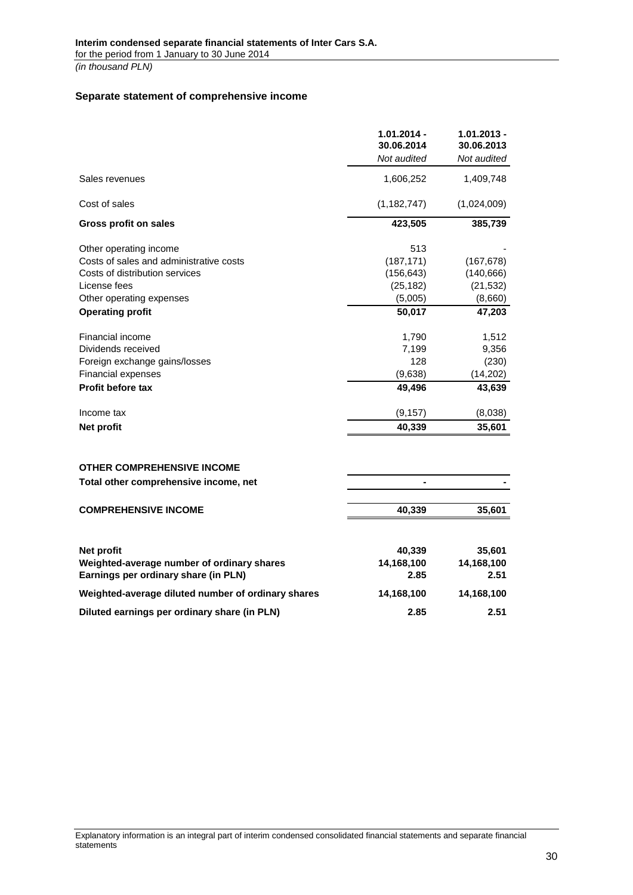**Interim condensed separate financial statements of Inter Cars S.A.**
for the period from 1 January to 30 June 2014
*(in thousand PLN)*

## Separate statement of comprehensive income

| | 1.01.2014 - 30.06.2014 *Not audited* | 1.01.2013 - 30.06.2013 *Not audited* |
|---|---|---|
| Sales revenues | 1,606,252 | 1,409,748 |
| Cost of sales | (1,182,747) | (1,024,009) |
| **Gross profit on sales** | **423,505** | **385,739** |
| Other operating income | 513 | - |
| Costs of sales and administrative costs | (187,171) | (167,678) |
| Costs of distribution services | (156,643) | (140,666) |
| License fees | (25,182) | (21,532) |
| Other operating expenses | (5,005) | (8,660) |
| **Operating profit** | **50,017** | **47,203** |
| Financial income | 1,790 | 1,512 |
| Dividends received | 7,199 | 9,356 |
| Foreign exchange gains/losses | 128 | (230) |
| Financial expenses | (9,638) | (14,202) |
| **Profit before tax** | **49,496** | **43,639** |
| Income tax | (9,157) | (8,038) |
| **Net profit** | **40,339** | **35,601** |
| **OTHER COMPREHENSIVE INCOME** | | |
| **Total other comprehensive income, net** | **-** | **-** |
| **COMPREHENSIVE INCOME** | **40,339** | **35,601** |
| **Net profit** | **40,339** | **35,601** |
| **Weighted-average number of ordinary shares** | **14,168,100** | **14,168,100** |
| **Earnings per ordinary share (in PLN)** | **2.85** | **2.51** |
| **Weighted-average diluted number of ordinary shares** | **14,168,100** | **14,168,100** |
| **Diluted earnings per ordinary share (in PLN)** | **2.85** | **2.51** |

Explanatory information is an integral part of interim condensed consolidated financial statements and separate financial statements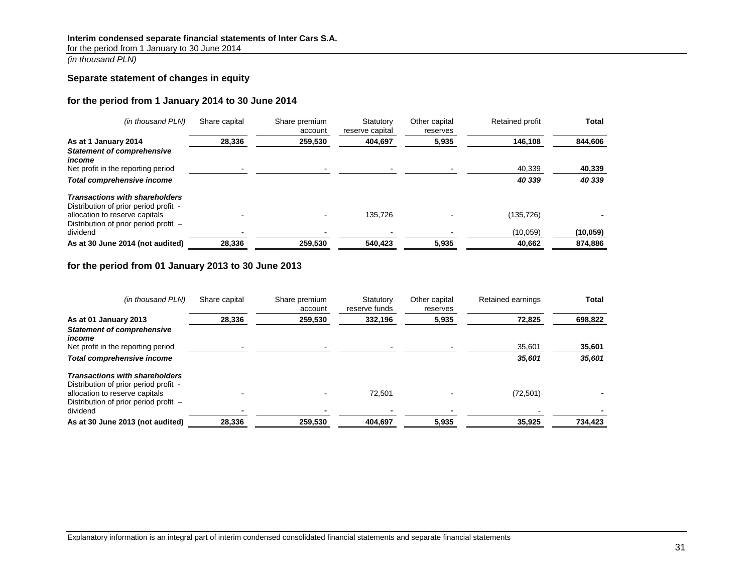**Interim condensed separate financial statements of Inter Cars S.A.**
for the period from 1 January to 30 June 2014
*(in thousand PLN)*

## Separate statement of changes in equity

### for the period from 1 January 2014 to 30 June 2014

| *(in thousand PLN)* | Share capital | Share premium account | Statutory reserve capital | Other capital reserves | Retained profit | **Total** |
|---|---|---|---|---|---|---|
| **As at 1 January 2014** | **28,336** | **259,530** | **404,697** | **5,935** | **146,108** | **844,606** |
| ***Statement of comprehensive income*** | | | | | | |
| Net profit in the reporting period | - | - | - | - | 40,339 | **40,339** |
| ***Total comprehensive income*** | | | | | ***40 339*** | ***40 339*** |
| ***Transactions with shareholders*** | | | | | | |
| Distribution of prior period profit - allocation to reserve capitals | - | - | 135,726 | - | (135,726) | **-** |
| Distribution of prior period profit – dividend | **-** | **-** | **-** | **-** | (10,059) | **(10,059)** |
| **As at 30 June 2014 (not audited)** | **28,336** | **259,530** | **540,423** | **5,935** | **40,662** | **874,886** |

### for the period from 01 January 2013 to 30 June 2013

| *(in thousand PLN)* | Share capital | Share premium account | Statutory reserve funds | Other capital reserves | Retained earnings | **Total** |
|---|---|---|---|---|---|---|
| **As at 01 January 2013** | **28,336** | **259,530** | **332,196** | **5,935** | **72,825** | **698,822** |
| ***Statement of comprehensive income*** | | | | | | |
| Net profit in the reporting period | - | - | - | - | 35,601 | **35,601** |
| ***Total comprehensive income*** | | | | | ***35,601*** | ***35,601*** |
| ***Transactions with shareholders*** | | | | | | |
| Distribution of prior period profit - allocation to reserve capitals | - | - | 72,501 | - | (72,501) | **-** |
| Distribution of prior period profit – dividend | **-** | **-** | **-** | **-** | - | **-** |
| **As at 30 June 2013 (not audited)** | **28,336** | **259,530** | **404,697** | **5,935** | **35,925** | **734,423** |

Explanatory information is an integral part of interim condensed consolidated financial statements and separate financial statements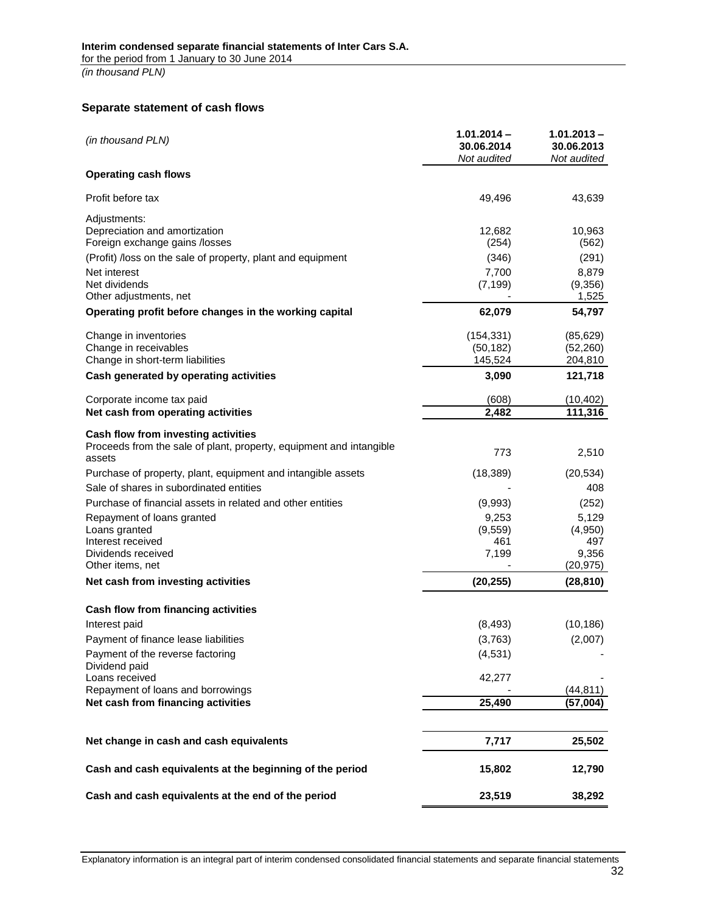**Interim condensed separate financial statements of Inter Cars S.A.**
for the period from 1 January to 30 June 2014
*(in thousand PLN)*

### Separate statement of cash flows

| *(in thousand PLN)* | **1.01.2014 – 30.06.2014** *Not audited* | **1.01.2013 – 30.06.2013** *Not audited* |
|---|---|---|
| **Operating cash flows** | | |
| Profit before tax | 49,496 | 43,639 |
| Adjustments: | | |
| Depreciation and amortization | 12,682 | 10,963 |
| Foreign exchange gains /losses | (254) | (562) |
| (Profit) /loss on the sale of property, plant and equipment | (346) | (291) |
| Net interest | 7,700 | 8,879 |
| Net dividends | (7,199) | (9,356) |
| Other adjustments, net | - | 1,525 |
| **Operating profit before changes in the working capital** | **62,079** | **54,797** |
| Change in inventories | (154,331) | (85,629) |
| Change in receivables | (50,182) | (52,260) |
| Change in short-term liabilities | 145,524 | 204,810 |
| **Cash generated by operating activities** | **3,090** | **121,718** |
| Corporate income tax paid | (608) | (10,402) |
| **Net cash from operating activities** | **2,482** | **111,316** |
| **Cash flow from investing activities** | | |
| Proceeds from the sale of plant, property, equipment and intangible assets | 773 | 2,510 |
| Purchase of property, plant, equipment and intangible assets | (18,389) | (20,534) |
| Sale of shares in subordinated entities | - | 408 |
| Purchase of financial assets in related and other entities | (9,993) | (252) |
| Repayment of loans granted | 9,253 | 5,129 |
| Loans granted | (9,559) | (4,950) |
| Interest received | 461 | 497 |
| Dividends received | 7,199 | 9,356 |
| Other items, net | - | (20,975) |
| **Net cash from investing activities** | **(20,255)** | **(28,810)** |
| **Cash flow from financing activities** | | |
| Interest paid | (8,493) | (10,186) |
| Payment of finance lease liabilities | (3,763) | (2,007) |
| Payment of the reverse factoring | (4,531) | - |
| Dividend paid | | |
| Loans received | 42,277 | - |
| Repayment of loans and borrowings | - | (44,811) |
| **Net cash from financing activities** | **25,490** | **(57,004)** |
| **Net change in cash and cash equivalents** | **7,717** | **25,502** |
| **Cash and cash equivalents at the beginning of the period** | **15,802** | **12,790** |
| **Cash and cash equivalents at the end of the period** | **23,519** | **38,292** |

Explanatory information is an integral part of interim condensed consolidated financial statements and separate financial statements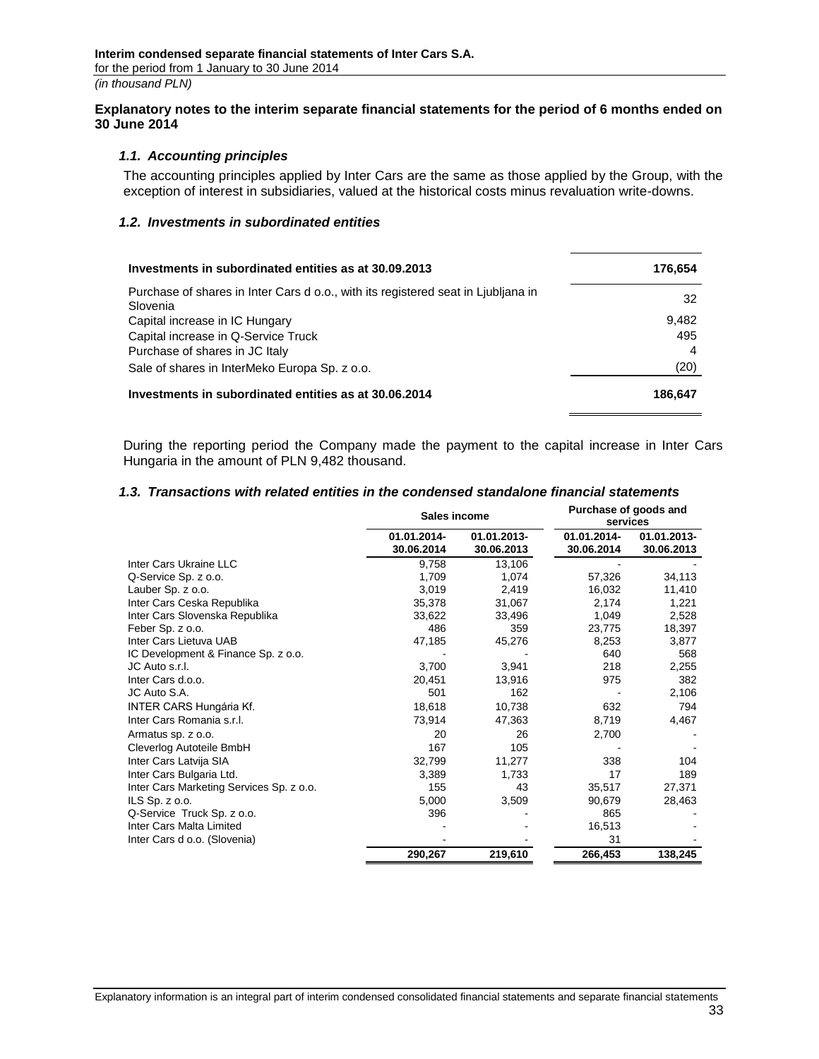**Explanatory notes to the interim separate financial statements for the period of 6 months ended on 30 June 2014**

### *1.1. Accounting principles*

The accounting principles applied by Inter Cars are the same as those applied by the Group, with the exception of interest in subsidiaries, valued at the historical costs minus revaluation write-downs.

### *1.2. Investments in subordinated entities*

| | |
|---|---|
| **Investments in subordinated entities as at 30.09.2013** | **176,654** |
| Purchase of shares in Inter Cars d o.o., with its registered seat in Ljubljana in Slovenia | 32 |
| Capital increase in IC Hungary | 9,482 |
| Capital increase in Q-Service Truck | 495 |
| Purchase of shares in JC Italy | 4 |
| Sale of shares in InterMeko Europa Sp. z o.o. | (20) |
| **Investments in subordinated entities as at 30.06.2014** | **186,647** |

During the reporting period the Company made the payment to the capital increase in Inter Cars Hungaria in the amount of PLN 9,482 thousand.

### *1.3. Transactions with related entities in the condensed standalone financial statements*

| | Sales income | | Purchase of goods and services | |
|---|---|---|---|---|
| | 01.01.2014-30.06.2014 | 01.01.2013-30.06.2013 | 01.01.2014-30.06.2014 | 01.01.2013-30.06.2013 |
| Inter Cars Ukraine LLC | 9,758 | 13,106 | - | - |
| Q-Service Sp. z o.o. | 1,709 | 1,074 | 57,326 | 34,113 |
| Lauber Sp. z o.o. | 3,019 | 2,419 | 16,032 | 11,410 |
| Inter Cars Ceska Republika | 35,378 | 31,067 | 2,174 | 1,221 |
| Inter Cars Slovenska Republika | 33,622 | 33,496 | 1,049 | 2,528 |
| Feber Sp. z o.o. | 486 | 359 | 23,775 | 18,397 |
| Inter Cars Lietuva UAB | 47,185 | 45,276 | 8,253 | 3,877 |
| IC Development & Finance Sp. z o.o. | - | - | 640 | 568 |
| JC Auto s.r.l. | 3,700 | 3,941 | 218 | 2,255 |
| Inter Cars d.o.o. | 20,451 | 13,916 | 975 | 382 |
| JC Auto S.A. | 501 | 162 | - | 2,106 |
| INTER CARS Hungária Kf. | 18,618 | 10,738 | 632 | 794 |
| Inter Cars Romania s.r.l. | 73,914 | 47,363 | 8,719 | 4,467 |
| Armatus sp. z o.o. | 20 | 26 | 2,700 | - |
| Cleverlog Autoteile BmbH | 167 | 105 | - | - |
| Inter Cars Latvija SIA | 32,799 | 11,277 | 338 | 104 |
| Inter Cars Bulgaria Ltd. | 3,389 | 1,733 | 17 | 189 |
| Inter Cars Marketing Services Sp. z o.o. | 155 | 43 | 35,517 | 27,371 |
| ILS Sp. z o.o. | 5,000 | 3,509 | 90,679 | 28,463 |
| Q-Service Truck Sp. z o.o. | 396 | | 865 | |
| Inter Cars Malta Limited | - | - | 16,513 | - |
| Inter Cars d o.o. (Slovenia) | - | - | 31 | - |
| | **290,267** | **219,610** | **266,453** | **138,245** |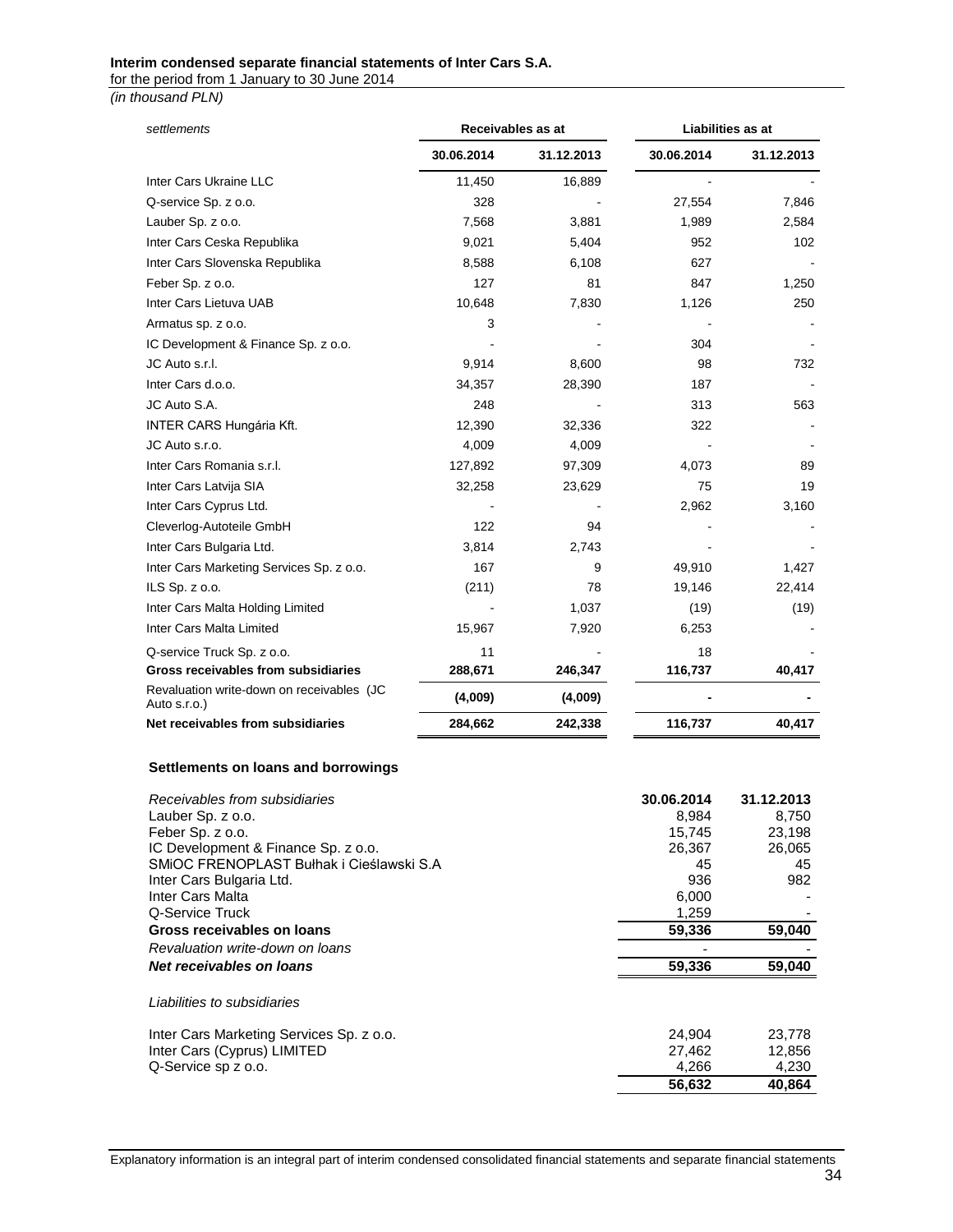| *settlements* | Receivables as at | | Liabilities as at | |
|---|---|---|---|---|
| | 30.06.2014 | 31.12.2013 | 30.06.2014 | 31.12.2013 |
| Inter Cars Ukraine LLC | 11,450 | 16,889 | - | - |
| Q-service Sp. z o.o. | 328 | - | 27,554 | 7,846 |
| Lauber Sp. z o.o. | 7,568 | 3,881 | 1,989 | 2,584 |
| Inter Cars Ceska Republika | 9,021 | 5,404 | 952 | 102 |
| Inter Cars Slovenska Republika | 8,588 | 6,108 | 627 | - |
| Feber Sp. z o.o. | 127 | 81 | 847 | 1,250 |
| Inter Cars Lietuva UAB | 10,648 | 7,830 | 1,126 | 250 |
| Armatus sp. z o.o. | 3 | - | - | - |
| IC Development & Finance Sp. z o.o. | - | - | 304 | - |
| JC Auto s.r.l. | 9,914 | 8,600 | 98 | 732 |
| Inter Cars d.o.o. | 34,357 | 28,390 | 187 | - |
| JC Auto S.A. | 248 | - | 313 | 563 |
| INTER CARS Hungária Kft. | 12,390 | 32,336 | 322 | - |
| JC Auto s.r.o. | 4,009 | 4,009 | - | - |
| Inter Cars Romania s.r.l. | 127,892 | 97,309 | 4,073 | 89 |
| Inter Cars Latvija SIA | 32,258 | 23,629 | 75 | 19 |
| Inter Cars Cyprus Ltd. | - | - | 2,962 | 3,160 |
| Cleverlog-Autoteile GmbH | 122 | 94 | - | - |
| Inter Cars Bulgaria Ltd. | 3,814 | 2,743 | - | - |
| Inter Cars Marketing Services Sp. z o.o. | 167 | 9 | 49,910 | 1,427 |
| ILS Sp. z o.o. | (211) | 78 | 19,146 | 22,414 |
| Inter Cars Malta Holding Limited | - | 1,037 | (19) | (19) |
| Inter Cars Malta Limited | 15,967 | 7,920 | 6,253 | - |
| Q-service Truck Sp. z o.o. | 11 | - | 18 | - |
| **Gross receivables from subsidiaries** | **288,671** | **246,347** | **116,737** | **40,417** |
| Revaluation write-down on receivables (JC Auto s.r.o.) | **(4,009)** | **(4,009)** | **-** | **-** |
| **Net receivables from subsidiaries** | **284,662** | **242,338** | **116,737** | **40,417** |

**Settlements on loans and borrowings**

| *Receivables from subsidiaries* | 30.06.2014 | 31.12.2013 |
|---|---|---|
| Lauber Sp. z o.o. | 8,984 | 8,750 |
| Feber Sp. z o.o. | 15,745 | 23,198 |
| IC Development & Finance Sp. z o.o. | 26,367 | 26,065 |
| SMiOC FRENOPLAST Bułhak i Cieślawski S.A | 45 | 45 |
| Inter Cars Bulgaria Ltd. | 936 | 982 |
| Inter Cars Malta | 6,000 | - |
| Q-Service Truck | 1,259 | - |
| **Gross receivables on loans** | **59,336** | **59,040** |
| *Revaluation write-down on loans* | - | - |
| ***Net receivables on loans*** | **59,336** | **59,040** |
| | | |
| *Liabilities to subsidiaries* | | |
| | | |
| Inter Cars Marketing Services Sp. z o.o. | 24,904 | 23,778 |
| Inter Cars (Cyprus) LIMITED | 27,462 | 12,856 |
| Q-Service sp z o.o. | 4,266 | 4,230 |
| | **56,632** | **40,864** |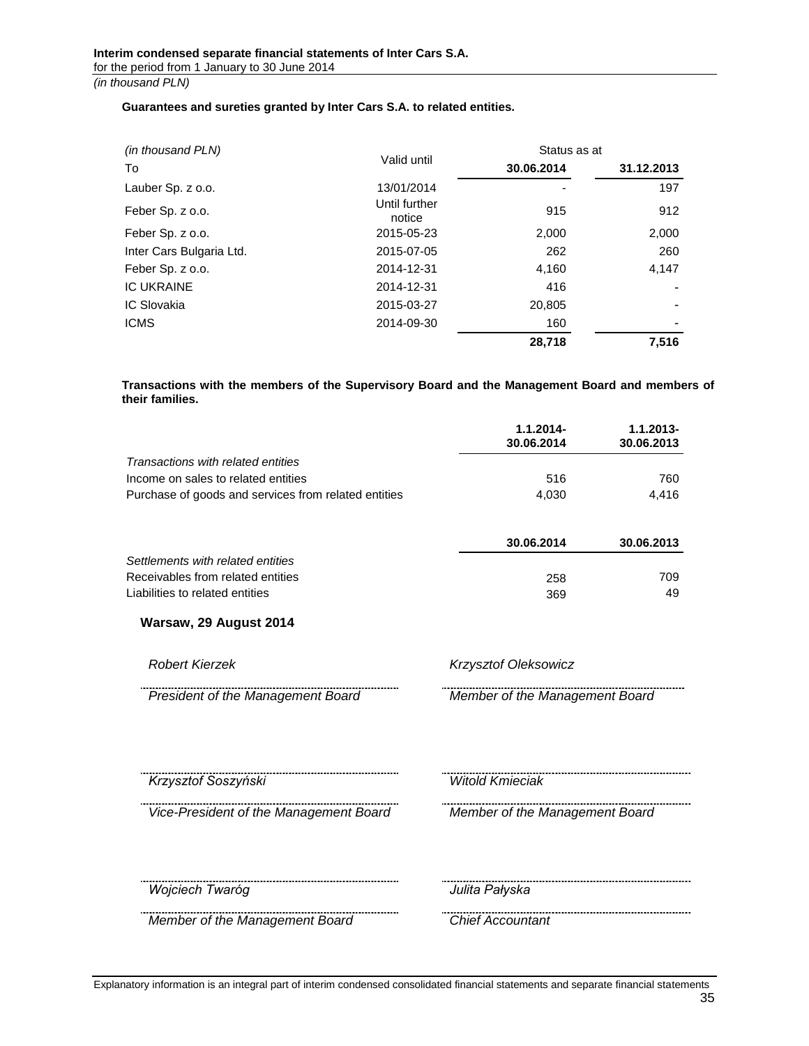**Guarantees and sureties granted by Inter Cars S.A. to related entities.**

| *(in thousand PLN)* | Valid until | Status as at | |
|---|---|---|---|
| To | | **30.06.2014** | **31.12.2013** |
| Lauber Sp. z o.o. | 13/01/2014 | - | 197 |
| Feber Sp. z o.o. | Until further notice | 915 | 912 |
| Feber Sp. z o.o. | 2015-05-23 | 2,000 | 2,000 |
| Inter Cars Bulgaria Ltd. | 2015-07-05 | 262 | 260 |
| Feber Sp. z o.o. | 2014-12-31 | 4,160 | 4,147 |
| IC UKRAINE | 2014-12-31 | 416 | - |
| IC Slovakia | 2015-03-27 | 20,805 | - |
| ICMS | 2014-09-30 | 160 | - |
| | | **28,718** | **7,516** |

**Transactions with the members of the Supervisory Board and the Management Board and members of their families.**

| | **1.1.2014-30.06.2014** | **1.1.2013-30.06.2013** |
|---|---|---|
| *Transactions with related entities* | | |
| Income on sales to related entities | 516 | 760 |
| Purchase of goods and services from related entities | 4,030 | 4,416 |

| | **30.06.2014** | **30.06.2013** |
|---|---|---|
| *Settlements with related entities* | | |
| Receivables from related entities | 258 | 709 |
| Liabilities to related entities | 369 | 49 |

**Warsaw, 29 August 2014**

*Robert Kierzek*
*President of the Management Board*

*Krzysztof Oleksowicz*
*Member of the Management Board*

*Krzysztof Soszyński*
*Vice-President of the Management Board*

*Witold Kmieciak*
*Member of the Management Board*

*Wojciech Twaróg*
*Member of the Management Board*

*Julita Pałyska*
*Chief Accountant*

Explanatory information is an integral part of interim condensed consolidated financial statements and separate financial statements